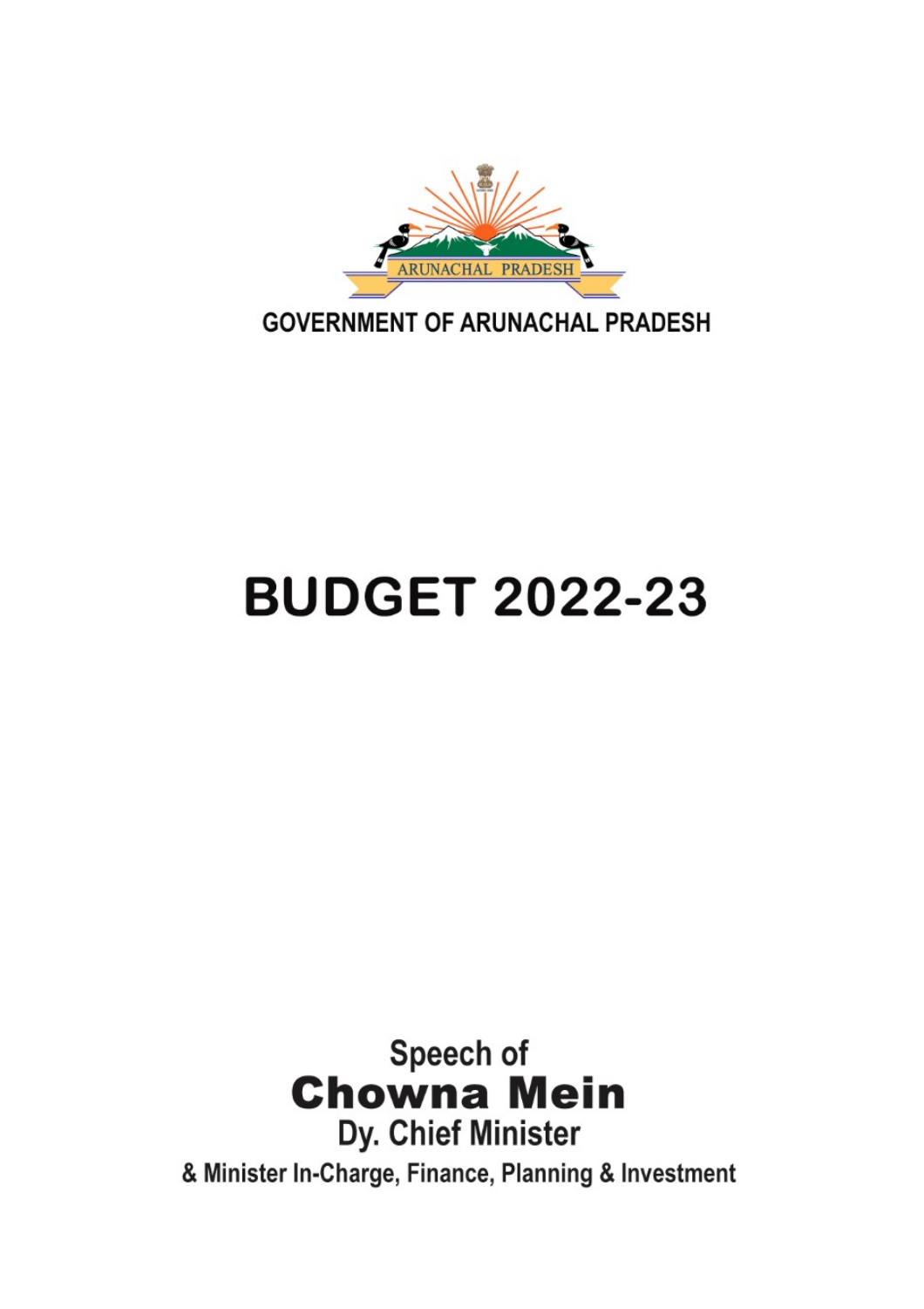ARUNACHAL PRADESH

GOVERNMENT OF ARUNACHAL PRADESH

# BUDGET 2022-23

Speech of

**Chowna Mein**

Dy. Chief Minister

& Minister In-Charge, Finance, Planning & Investment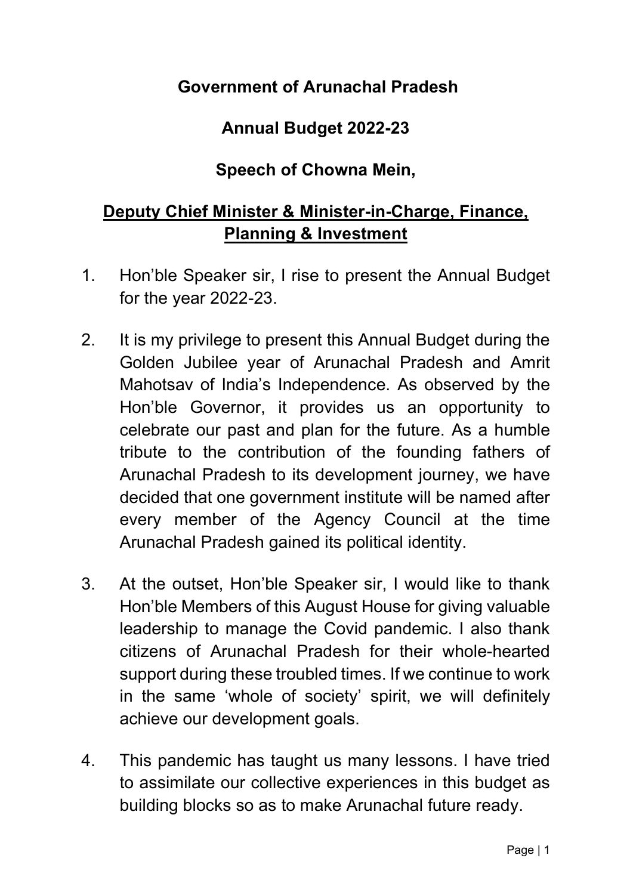**Government of Arunachal Pradesh**

**Annual Budget 2022-23**

**Speech of Chowna Mein,**

**Deputy Chief Minister & Minister-in-Charge, Finance, Planning & Investment**

1. Hon'ble Speaker sir, I rise to present the Annual Budget for the year 2022-23.

2. It is my privilege to present this Annual Budget during the Golden Jubilee year of Arunachal Pradesh and Amrit Mahotsav of India's Independence. As observed by the Hon'ble Governor, it provides us an opportunity to celebrate our past and plan for the future. As a humble tribute to the contribution of the founding fathers of Arunachal Pradesh to its development journey, we have decided that one government institute will be named after every member of the Agency Council at the time Arunachal Pradesh gained its political identity.

3. At the outset, Hon'ble Speaker sir, I would like to thank Hon'ble Members of this August House for giving valuable leadership to manage the Covid pandemic. I also thank citizens of Arunachal Pradesh for their whole-hearted support during these troubled times. If we continue to work in the same 'whole of society' spirit, we will definitely achieve our development goals.

4. This pandemic has taught us many lessons. I have tried to assimilate our collective experiences in this budget as building blocks so as to make Arunachal future ready.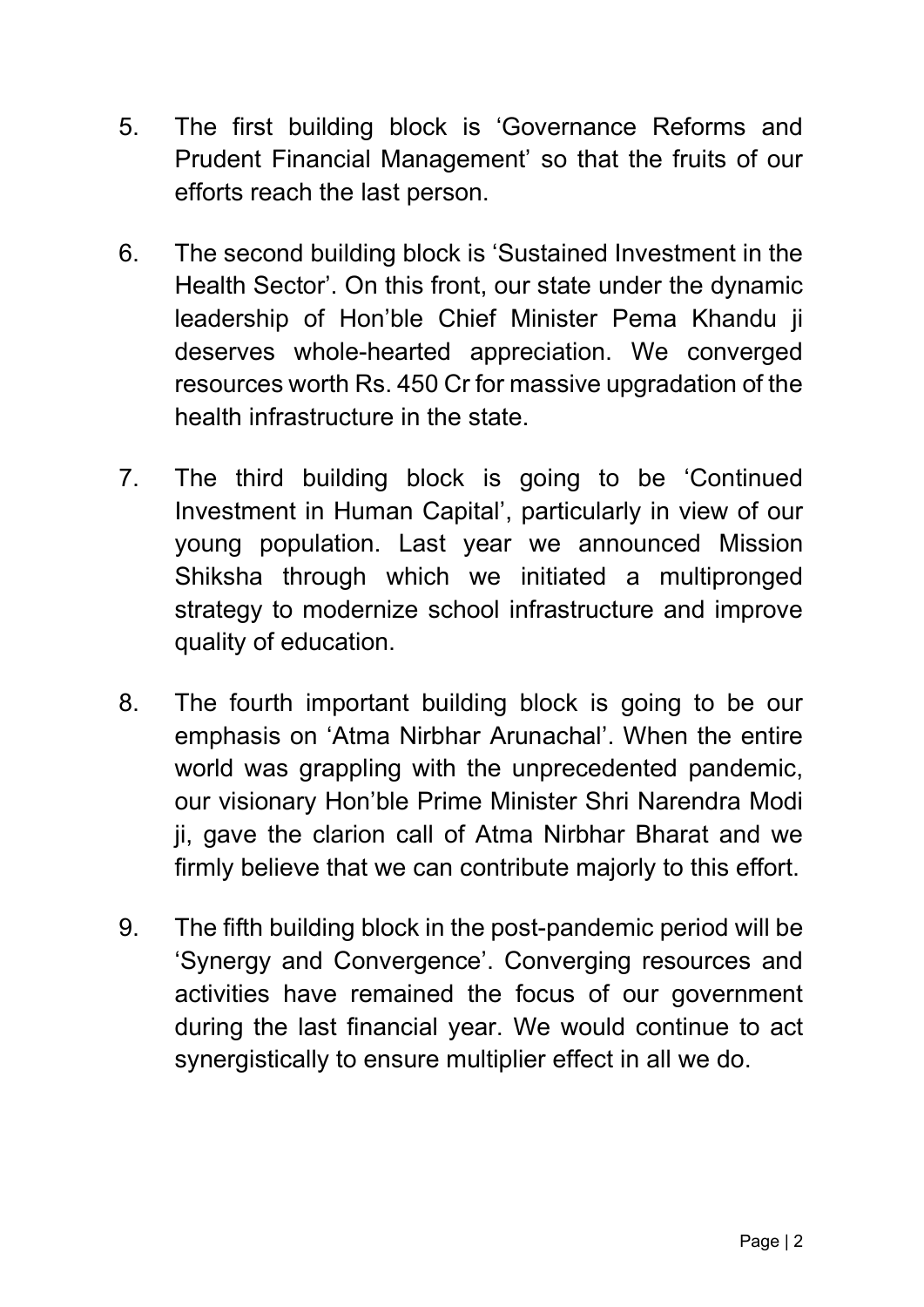5. The first building block is 'Governance Reforms and Prudent Financial Management' so that the fruits of our efforts reach the last person.

6. The second building block is 'Sustained Investment in the Health Sector'. On this front, our state under the dynamic leadership of Hon'ble Chief Minister Pema Khandu ji deserves whole-hearted appreciation. We converged resources worth Rs. 450 Cr for massive upgradation of the health infrastructure in the state.

7. The third building block is going to be 'Continued Investment in Human Capital', particularly in view of our young population. Last year we announced Mission Shiksha through which we initiated a multipronged strategy to modernize school infrastructure and improve quality of education.

8. The fourth important building block is going to be our emphasis on 'Atma Nirbhar Arunachal'. When the entire world was grappling with the unprecedented pandemic, our visionary Hon'ble Prime Minister Shri Narendra Modi ji, gave the clarion call of Atma Nirbhar Bharat and we firmly believe that we can contribute majorly to this effort.

9. The fifth building block in the post-pandemic period will be 'Synergy and Convergence'. Converging resources and activities have remained the focus of our government during the last financial year. We would continue to act synergistically to ensure multiplier effect in all we do.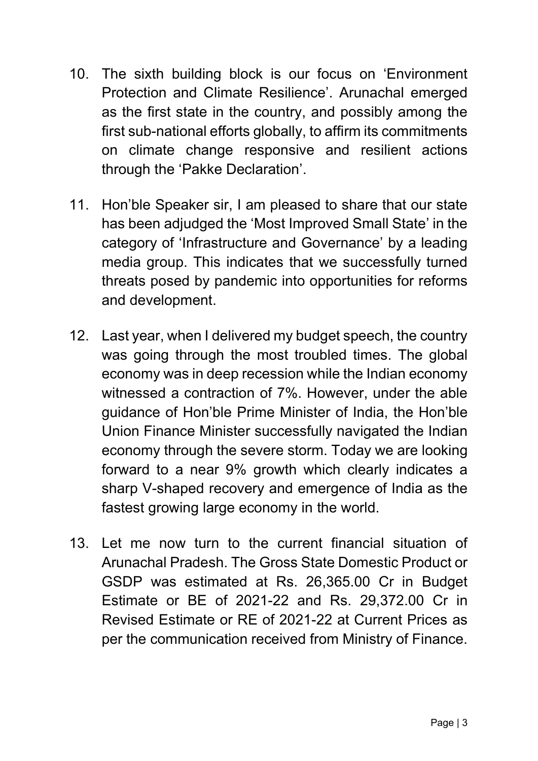10. The sixth building block is our focus on 'Environment Protection and Climate Resilience'. Arunachal emerged as the first state in the country, and possibly among the first sub-national efforts globally, to affirm its commitments on climate change responsive and resilient actions through the 'Pakke Declaration'.

11. Hon'ble Speaker sir, I am pleased to share that our state has been adjudged the 'Most Improved Small State' in the category of 'Infrastructure and Governance' by a leading media group. This indicates that we successfully turned threats posed by pandemic into opportunities for reforms and development.

12. Last year, when I delivered my budget speech, the country was going through the most troubled times. The global economy was in deep recession while the Indian economy witnessed a contraction of 7%. However, under the able guidance of Hon'ble Prime Minister of India, the Hon'ble Union Finance Minister successfully navigated the Indian economy through the severe storm. Today we are looking forward to a near 9% growth which clearly indicates a sharp V-shaped recovery and emergence of India as the fastest growing large economy in the world.

13. Let me now turn to the current financial situation of Arunachal Pradesh. The Gross State Domestic Product or GSDP was estimated at Rs. 26,365.00 Cr in Budget Estimate or BE of 2021-22 and Rs. 29,372.00 Cr in Revised Estimate or RE of 2021-22 at Current Prices as per the communication received from Ministry of Finance.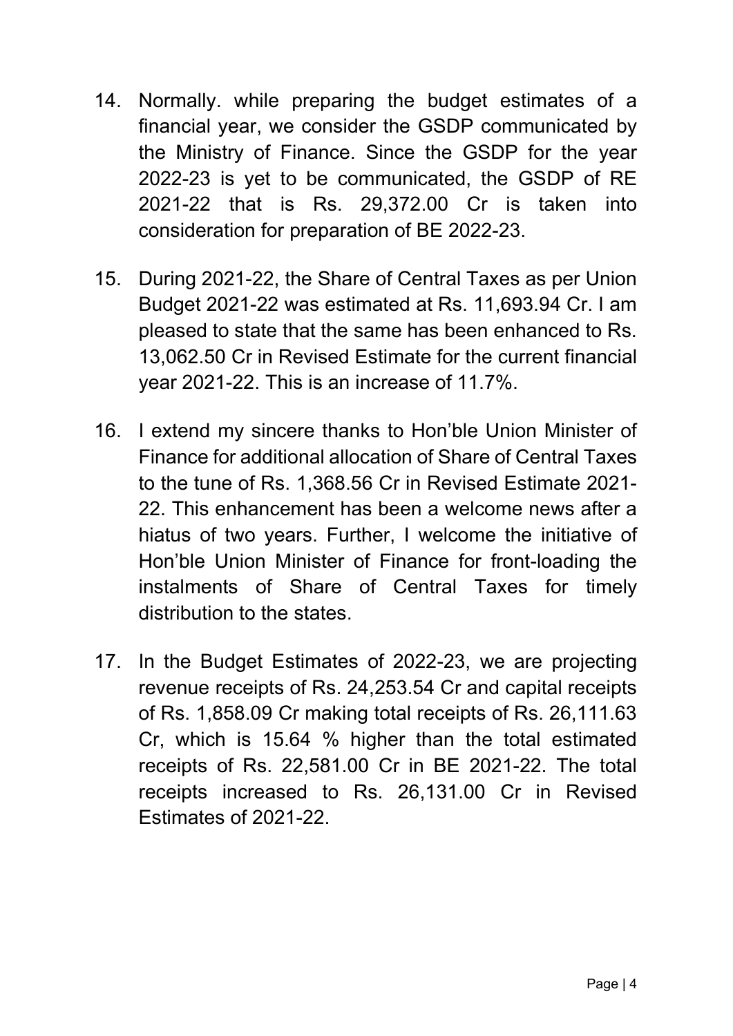14. Normally. while preparing the budget estimates of a financial year, we consider the GSDP communicated by the Ministry of Finance. Since the GSDP for the year 2022-23 is yet to be communicated, the GSDP of RE 2021-22 that is Rs. 29,372.00 Cr is taken into consideration for preparation of BE 2022-23.

15. During 2021-22, the Share of Central Taxes as per Union Budget 2021-22 was estimated at Rs. 11,693.94 Cr. I am pleased to state that the same has been enhanced to Rs. 13,062.50 Cr in Revised Estimate for the current financial year 2021-22. This is an increase of 11.7%.

16. I extend my sincere thanks to Hon'ble Union Minister of Finance for additional allocation of Share of Central Taxes to the tune of Rs. 1,368.56 Cr in Revised Estimate 2021-22. This enhancement has been a welcome news after a hiatus of two years. Further, I welcome the initiative of Hon'ble Union Minister of Finance for front-loading the instalments of Share of Central Taxes for timely distribution to the states.

17. In the Budget Estimates of 2022-23, we are projecting revenue receipts of Rs. 24,253.54 Cr and capital receipts of Rs. 1,858.09 Cr making total receipts of Rs. 26,111.63 Cr, which is 15.64 % higher than the total estimated receipts of Rs. 22,581.00 Cr in BE 2021-22. The total receipts increased to Rs. 26,131.00 Cr in Revised Estimates of 2021-22.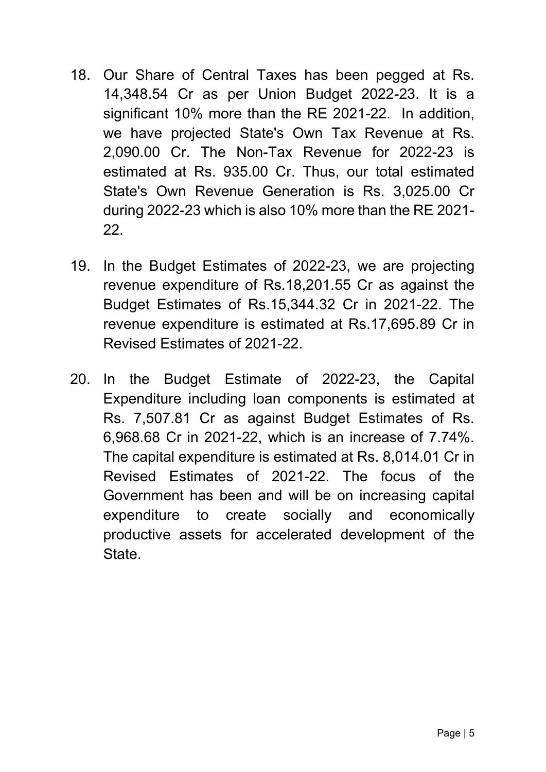18. Our Share of Central Taxes has been pegged at Rs. 14,348.54 Cr as per Union Budget 2022-23. It is a significant 10% more than the RE 2021-22. In addition, we have projected State's Own Tax Revenue at Rs. 2,090.00 Cr. The Non-Tax Revenue for 2022-23 is estimated at Rs. 935.00 Cr. Thus, our total estimated State's Own Revenue Generation is Rs. 3,025.00 Cr during 2022-23 which is also 10% more than the RE 2021-22.

19. In the Budget Estimates of 2022-23, we are projecting revenue expenditure of Rs.18,201.55 Cr as against the Budget Estimates of Rs.15,344.32 Cr in 2021-22. The revenue expenditure is estimated at Rs.17,695.89 Cr in Revised Estimates of 2021-22.

20. In the Budget Estimate of 2022-23, the Capital Expenditure including loan components is estimated at Rs. 7,507.81 Cr as against Budget Estimates of Rs. 6,968.68 Cr in 2021-22, which is an increase of 7.74%. The capital expenditure is estimated at Rs. 8,014.01 Cr in Revised Estimates of 2021-22. The focus of the Government has been and will be on increasing capital expenditure to create socially and economically productive assets for accelerated development of the State.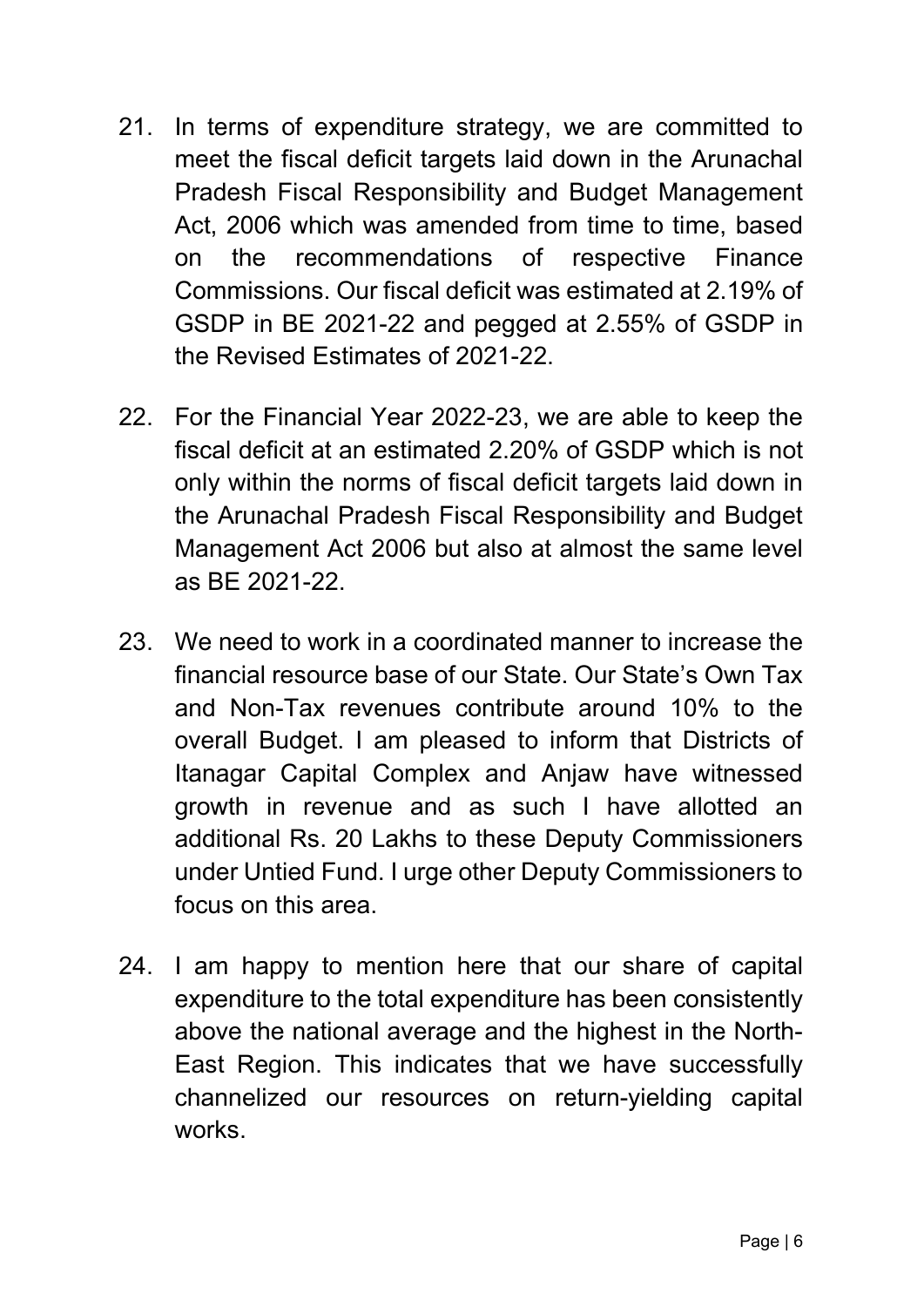21. In terms of expenditure strategy, we are committed to meet the fiscal deficit targets laid down in the Arunachal Pradesh Fiscal Responsibility and Budget Management Act, 2006 which was amended from time to time, based on the recommendations of respective Finance Commissions. Our fiscal deficit was estimated at 2.19% of GSDP in BE 2021-22 and pegged at 2.55% of GSDP in the Revised Estimates of 2021-22.

22. For the Financial Year 2022-23, we are able to keep the fiscal deficit at an estimated 2.20% of GSDP which is not only within the norms of fiscal deficit targets laid down in the Arunachal Pradesh Fiscal Responsibility and Budget Management Act 2006 but also at almost the same level as BE 2021-22.

23. We need to work in a coordinated manner to increase the financial resource base of our State. Our State's Own Tax and Non-Tax revenues contribute around 10% to the overall Budget. I am pleased to inform that Districts of Itanagar Capital Complex and Anjaw have witnessed growth in revenue and as such I have allotted an additional Rs. 20 Lakhs to these Deputy Commissioners under Untied Fund. I urge other Deputy Commissioners to focus on this area.

24. I am happy to mention here that our share of capital expenditure to the total expenditure has been consistently above the national average and the highest in the North-East Region. This indicates that we have successfully channelized our resources on return-yielding capital works.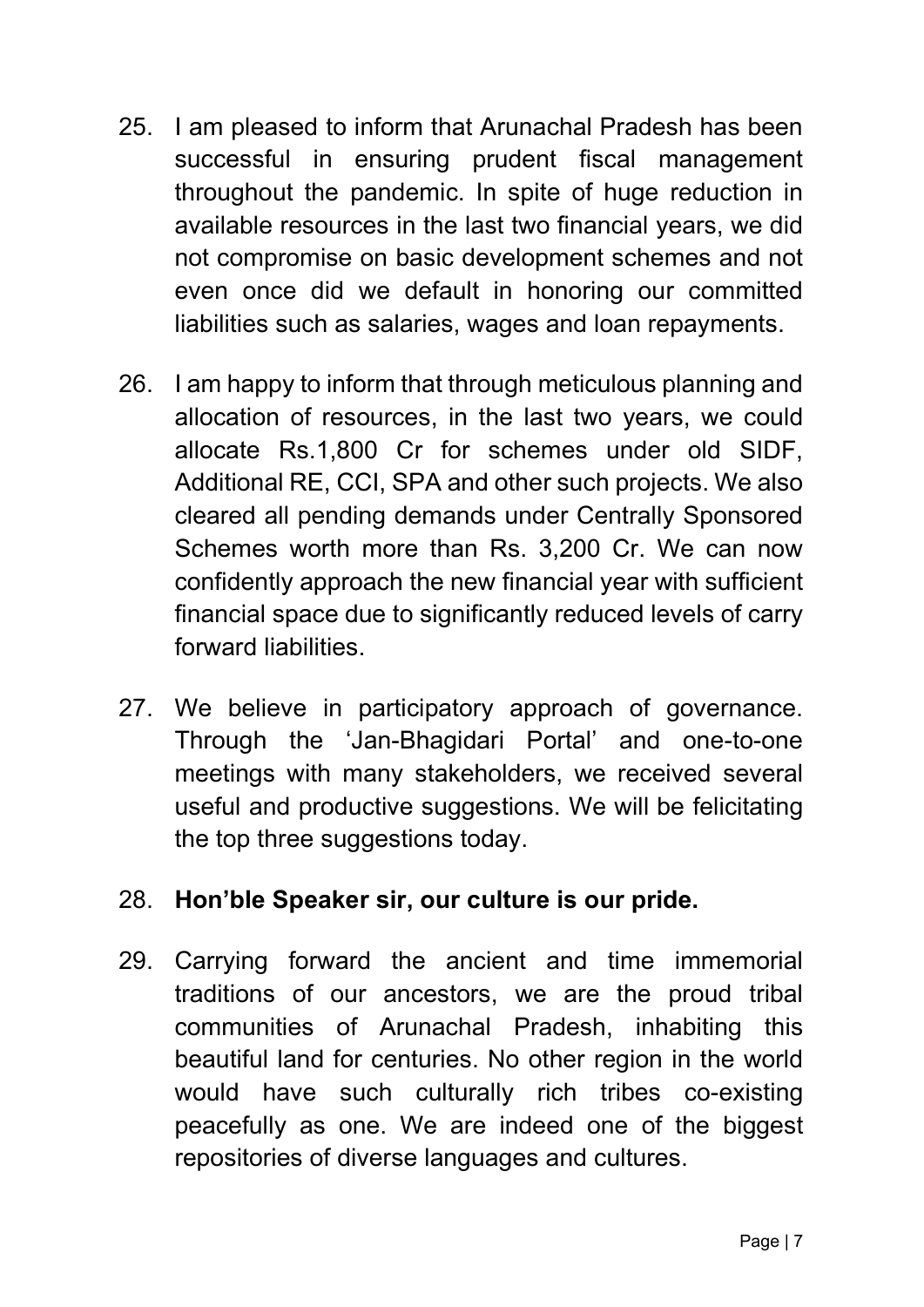25. I am pleased to inform that Arunachal Pradesh has been successful in ensuring prudent fiscal management throughout the pandemic. In spite of huge reduction in available resources in the last two financial years, we did not compromise on basic development schemes and not even once did we default in honoring our committed liabilities such as salaries, wages and loan repayments.

26. I am happy to inform that through meticulous planning and allocation of resources, in the last two years, we could allocate Rs.1,800 Cr for schemes under old SIDF, Additional RE, CCI, SPA and other such projects. We also cleared all pending demands under Centrally Sponsored Schemes worth more than Rs. 3,200 Cr. We can now confidently approach the new financial year with sufficient financial space due to significantly reduced levels of carry forward liabilities.

27. We believe in participatory approach of governance. Through the 'Jan-Bhagidari Portal' and one-to-one meetings with many stakeholders, we received several useful and productive suggestions. We will be felicitating the top three suggestions today.

28. **Hon'ble Speaker sir, our culture is our pride.**

29. Carrying forward the ancient and time immemorial traditions of our ancestors, we are the proud tribal communities of Arunachal Pradesh, inhabiting this beautiful land for centuries. No other region in the world would have such culturally rich tribes co-existing peacefully as one. We are indeed one of the biggest repositories of diverse languages and cultures.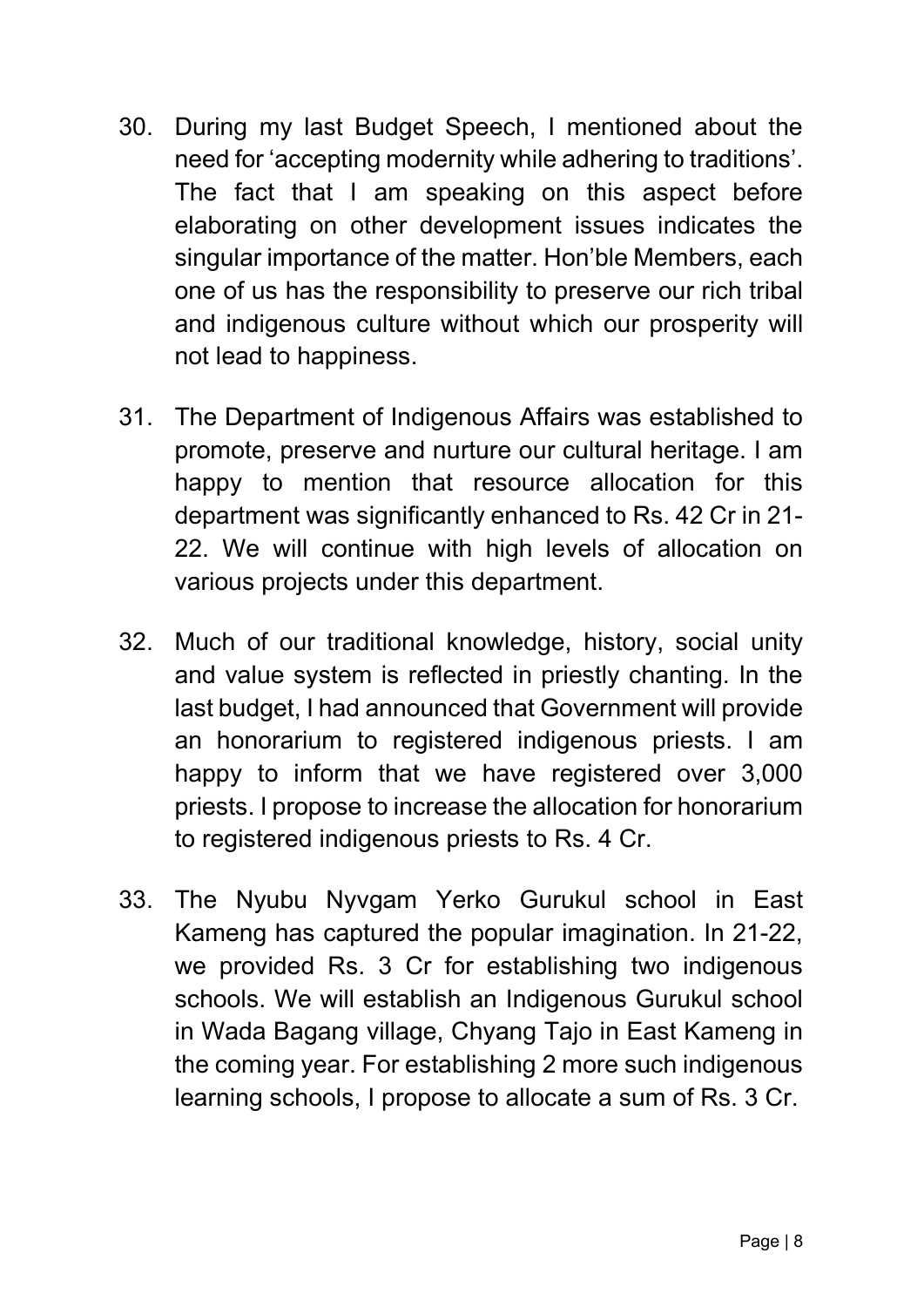30. During my last Budget Speech, I mentioned about the need for 'accepting modernity while adhering to traditions'. The fact that I am speaking on this aspect before elaborating on other development issues indicates the singular importance of the matter. Hon'ble Members, each one of us has the responsibility to preserve our rich tribal and indigenous culture without which our prosperity will not lead to happiness.

31. The Department of Indigenous Affairs was established to promote, preserve and nurture our cultural heritage. I am happy to mention that resource allocation for this department was significantly enhanced to Rs. 42 Cr in 21-22. We will continue with high levels of allocation on various projects under this department.

32. Much of our traditional knowledge, history, social unity and value system is reflected in priestly chanting. In the last budget, I had announced that Government will provide an honorarium to registered indigenous priests. I am happy to inform that we have registered over 3,000 priests. I propose to increase the allocation for honorarium to registered indigenous priests to Rs. 4 Cr.

33. The Nyubu Nyvgam Yerko Gurukul school in East Kameng has captured the popular imagination. In 21-22, we provided Rs. 3 Cr for establishing two indigenous schools. We will establish an Indigenous Gurukul school in Wada Bagang village, Chyang Tajo in East Kameng in the coming year. For establishing 2 more such indigenous learning schools, I propose to allocate a sum of Rs. 3 Cr.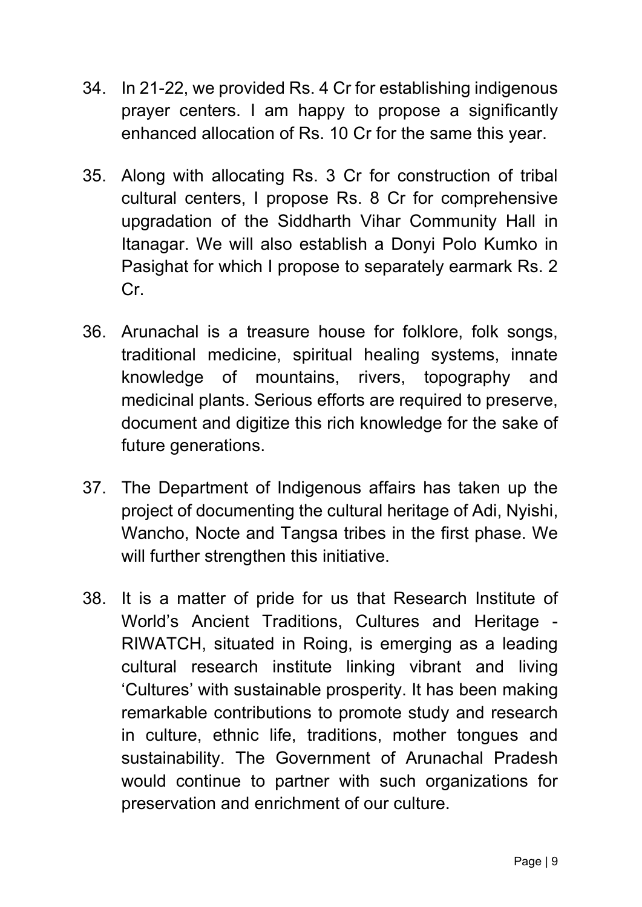34. In 21-22, we provided Rs. 4 Cr for establishing indigenous prayer centers. I am happy to propose a significantly enhanced allocation of Rs. 10 Cr for the same this year.

35. Along with allocating Rs. 3 Cr for construction of tribal cultural centers, I propose Rs. 8 Cr for comprehensive upgradation of the Siddharth Vihar Community Hall in Itanagar. We will also establish a Donyi Polo Kumko in Pasighat for which I propose to separately earmark Rs. 2 Cr.

36. Arunachal is a treasure house for folklore, folk songs, traditional medicine, spiritual healing systems, innate knowledge of mountains, rivers, topography and medicinal plants. Serious efforts are required to preserve, document and digitize this rich knowledge for the sake of future generations.

37. The Department of Indigenous affairs has taken up the project of documenting the cultural heritage of Adi, Nyishi, Wancho, Nocte and Tangsa tribes in the first phase. We will further strengthen this initiative.

38. It is a matter of pride for us that Research Institute of World's Ancient Traditions, Cultures and Heritage - RIWATCH, situated in Roing, is emerging as a leading cultural research institute linking vibrant and living 'Cultures' with sustainable prosperity. It has been making remarkable contributions to promote study and research in culture, ethnic life, traditions, mother tongues and sustainability. The Government of Arunachal Pradesh would continue to partner with such organizations for preservation and enrichment of our culture.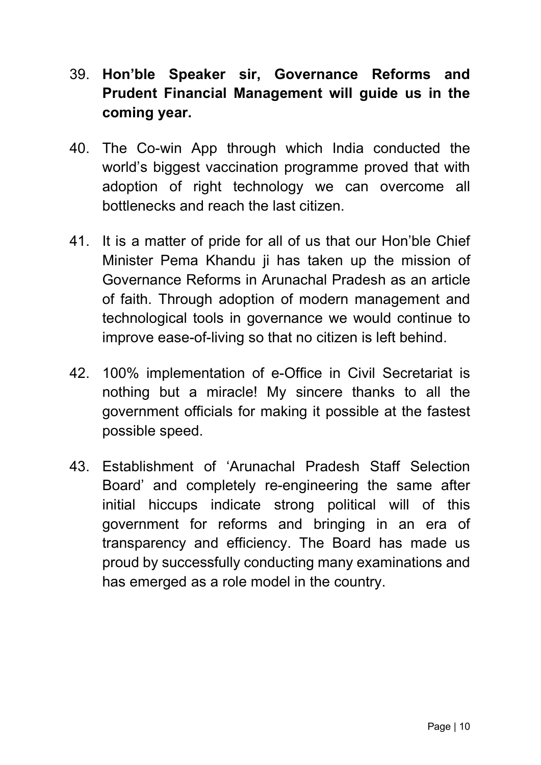39. **Hon'ble Speaker sir, Governance Reforms and Prudent Financial Management will guide us in the coming year.**

40. The Co-win App through which India conducted the world's biggest vaccination programme proved that with adoption of right technology we can overcome all bottlenecks and reach the last citizen.

41. It is a matter of pride for all of us that our Hon'ble Chief Minister Pema Khandu ji has taken up the mission of Governance Reforms in Arunachal Pradesh as an article of faith. Through adoption of modern management and technological tools in governance we would continue to improve ease-of-living so that no citizen is left behind.

42. 100% implementation of e-Office in Civil Secretariat is nothing but a miracle! My sincere thanks to all the government officials for making it possible at the fastest possible speed.

43. Establishment of 'Arunachal Pradesh Staff Selection Board' and completely re-engineering the same after initial hiccups indicate strong political will of this government for reforms and bringing in an era of transparency and efficiency. The Board has made us proud by successfully conducting many examinations and has emerged as a role model in the country.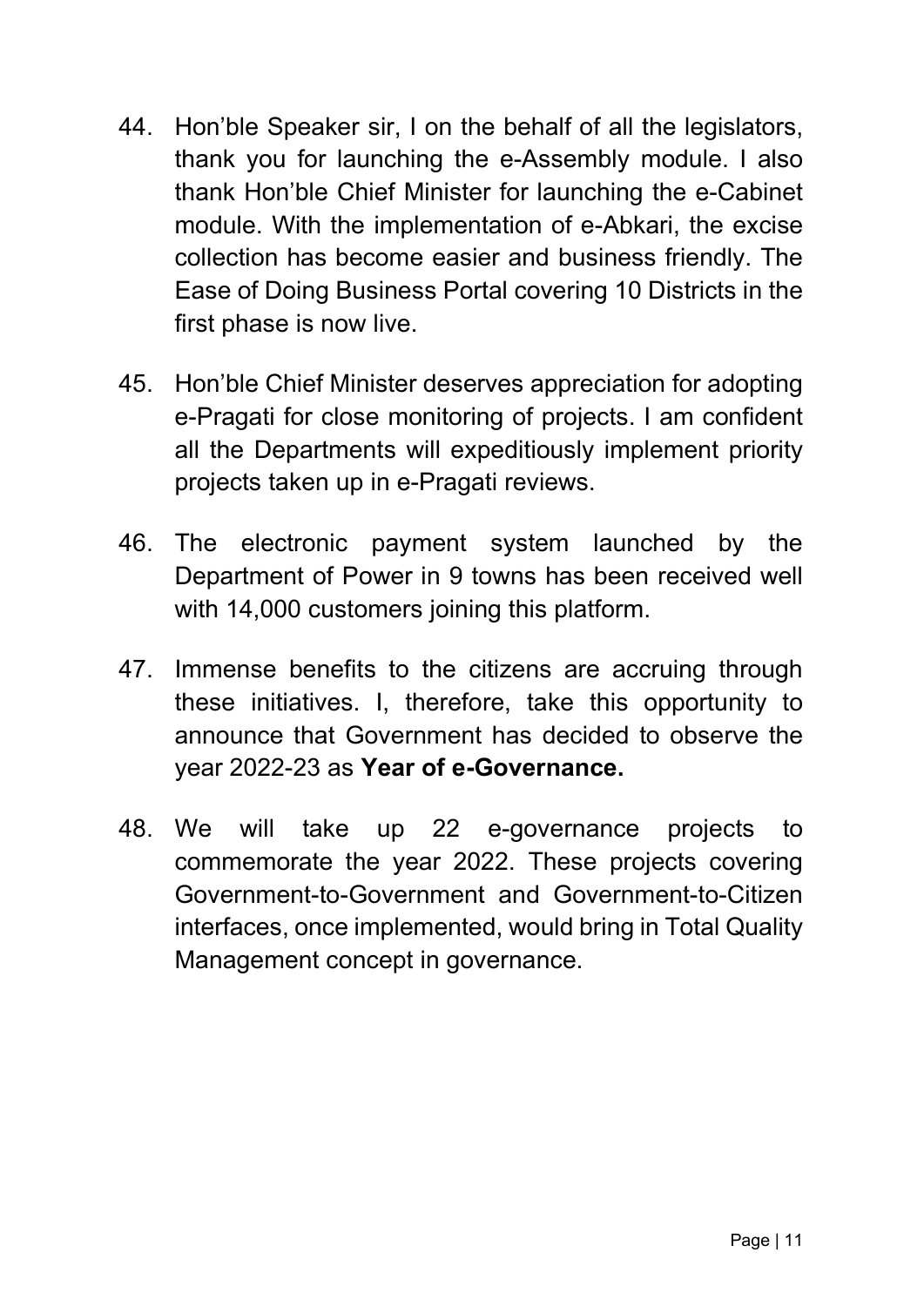44. Hon'ble Speaker sir, I on the behalf of all the legislators, thank you for launching the e-Assembly module. I also thank Hon'ble Chief Minister for launching the e-Cabinet module. With the implementation of e-Abkari, the excise collection has become easier and business friendly. The Ease of Doing Business Portal covering 10 Districts in the first phase is now live.

45. Hon'ble Chief Minister deserves appreciation for adopting e-Pragati for close monitoring of projects. I am confident all the Departments will expeditiously implement priority projects taken up in e-Pragati reviews.

46. The electronic payment system launched by the Department of Power in 9 towns has been received well with 14,000 customers joining this platform.

47. Immense benefits to the citizens are accruing through these initiatives. I, therefore, take this opportunity to announce that Government has decided to observe the year 2022-23 as **Year of e-Governance.**

48. We will take up 22 e-governance projects to commemorate the year 2022. These projects covering Government-to-Government and Government-to-Citizen interfaces, once implemented, would bring in Total Quality Management concept in governance.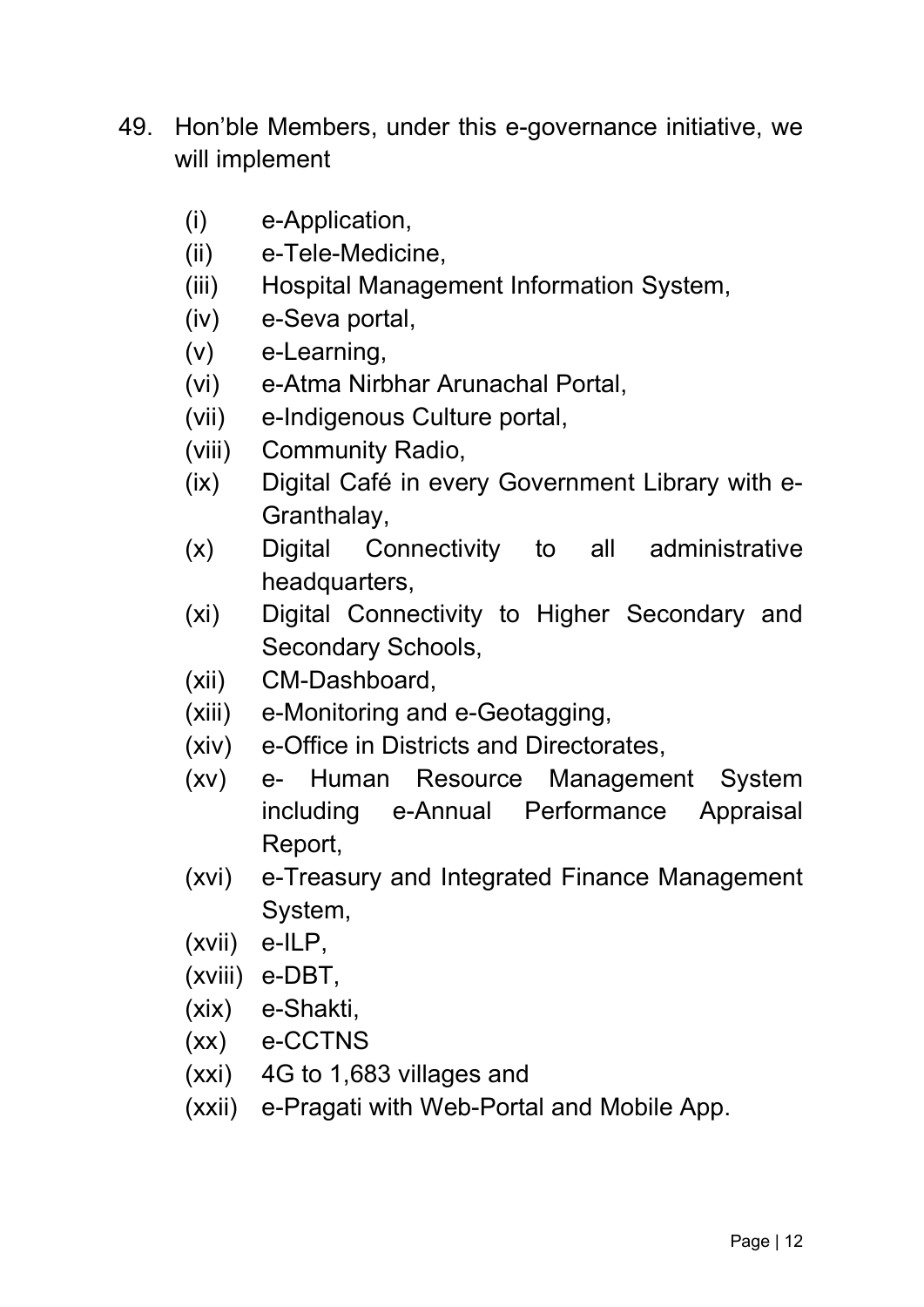49. Hon'ble Members, under this e-governance initiative, we will implement

    (i) e-Application,
    (ii) e-Tele-Medicine,
    (iii) Hospital Management Information System,
    (iv) e-Seva portal,
    (v) e-Learning,
    (vi) e-Atma Nirbhar Arunachal Portal,
    (vii) e-Indigenous Culture portal,
    (viii) Community Radio,
    (ix) Digital Café in every Government Library with e-Granthalay,
    (x) Digital Connectivity to all administrative headquarters,
    (xi) Digital Connectivity to Higher Secondary and Secondary Schools,
    (xii) CM-Dashboard,
    (xiii) e-Monitoring and e-Geotagging,
    (xiv) e-Office in Districts and Directorates,
    (xv) e- Human Resource Management System including e-Annual Performance Appraisal Report,
    (xvi) e-Treasury and Integrated Finance Management System,
    (xvii) e-ILP,
    (xviii) e-DBT,
    (xix) e-Shakti,
    (xx) e-CCTNS
    (xxi) 4G to 1,683 villages and
    (xxii) e-Pragati with Web-Portal and Mobile App.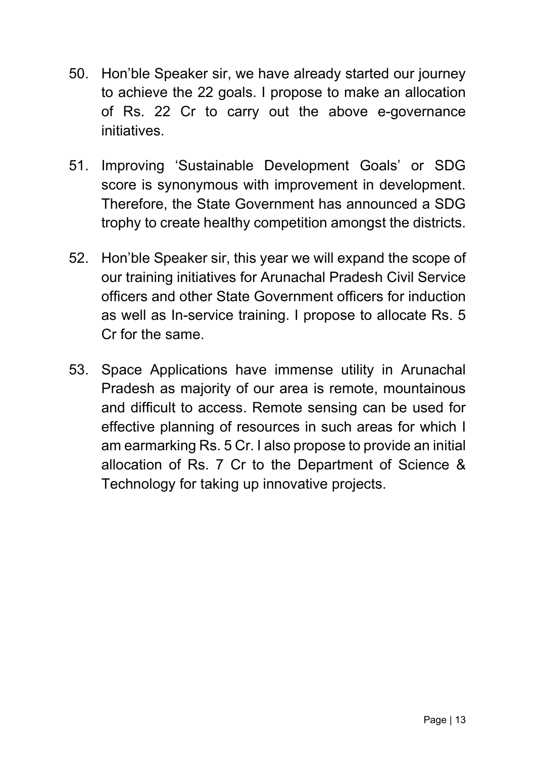50. Hon'ble Speaker sir, we have already started our journey to achieve the 22 goals. I propose to make an allocation of Rs. 22 Cr to carry out the above e-governance initiatives.

51. Improving 'Sustainable Development Goals' or SDG score is synonymous with improvement in development. Therefore, the State Government has announced a SDG trophy to create healthy competition amongst the districts.

52. Hon'ble Speaker sir, this year we will expand the scope of our training initiatives for Arunachal Pradesh Civil Service officers and other State Government officers for induction as well as In-service training. I propose to allocate Rs. 5 Cr for the same.

53. Space Applications have immense utility in Arunachal Pradesh as majority of our area is remote, mountainous and difficult to access. Remote sensing can be used for effective planning of resources in such areas for which I am earmarking Rs. 5 Cr. I also propose to provide an initial allocation of Rs. 7 Cr to the Department of Science & Technology for taking up innovative projects.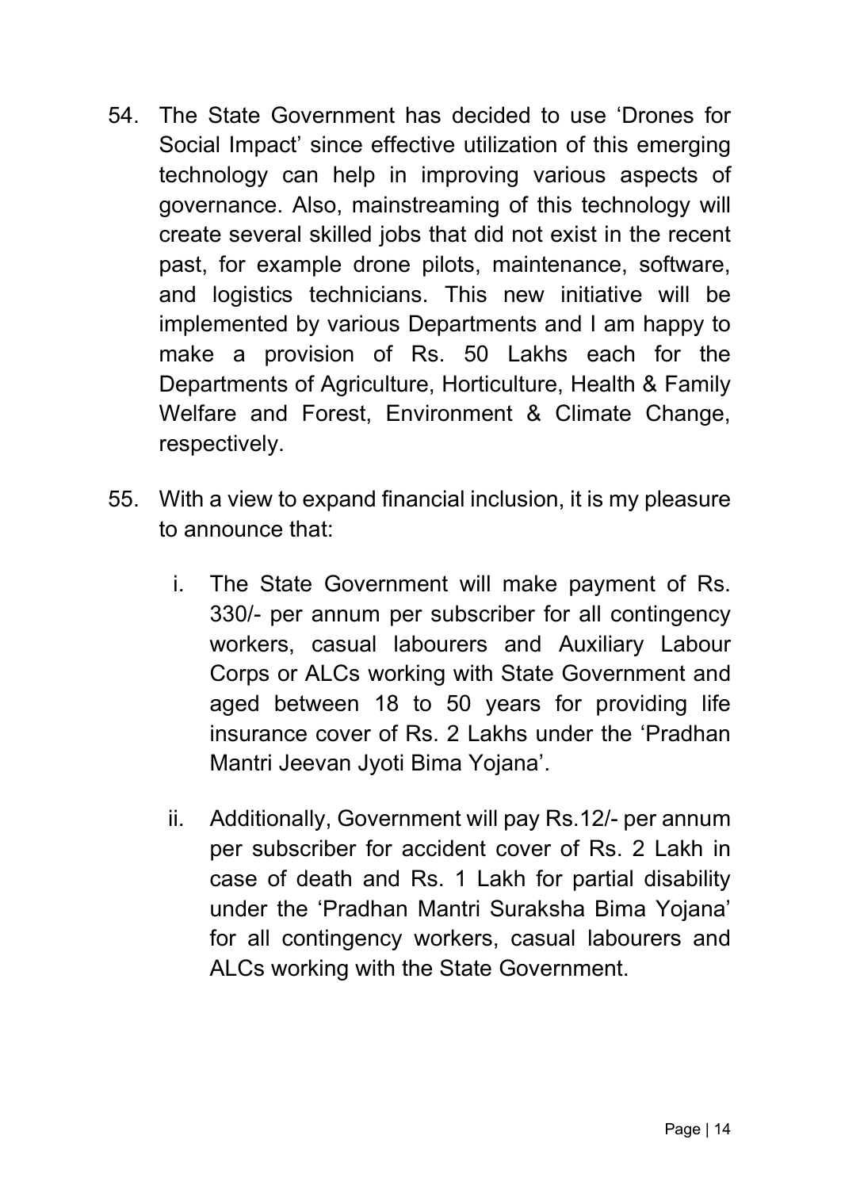54. The State Government has decided to use 'Drones for Social Impact' since effective utilization of this emerging technology can help in improving various aspects of governance. Also, mainstreaming of this technology will create several skilled jobs that did not exist in the recent past, for example drone pilots, maintenance, software, and logistics technicians. This new initiative will be implemented by various Departments and I am happy to make a provision of Rs. 50 Lakhs each for the Departments of Agriculture, Horticulture, Health & Family Welfare and Forest, Environment & Climate Change, respectively.

55. With a view to expand financial inclusion, it is my pleasure to announce that:

    i. The State Government will make payment of Rs. 330/- per annum per subscriber for all contingency workers, casual labourers and Auxiliary Labour Corps or ALCs working with State Government and aged between 18 to 50 years for providing life insurance cover of Rs. 2 Lakhs under the 'Pradhan Mantri Jeevan Jyoti Bima Yojana'.

    ii. Additionally, Government will pay Rs.12/- per annum per subscriber for accident cover of Rs. 2 Lakh in case of death and Rs. 1 Lakh for partial disability under the 'Pradhan Mantri Suraksha Bima Yojana' for all contingency workers, casual labourers and ALCs working with the State Government.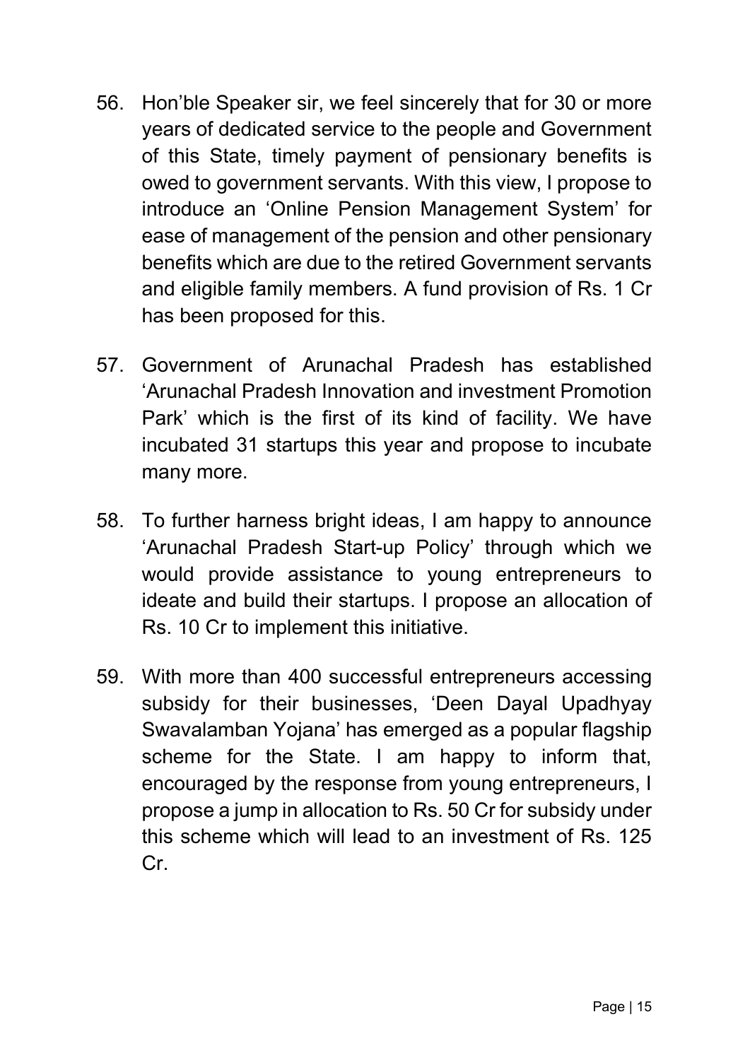56. Hon'ble Speaker sir, we feel sincerely that for 30 or more years of dedicated service to the people and Government of this State, timely payment of pensionary benefits is owed to government servants. With this view, I propose to introduce an 'Online Pension Management System' for ease of management of the pension and other pensionary benefits which are due to the retired Government servants and eligible family members. A fund provision of Rs. 1 Cr has been proposed for this.

57. Government of Arunachal Pradesh has established 'Arunachal Pradesh Innovation and investment Promotion Park' which is the first of its kind of facility. We have incubated 31 startups this year and propose to incubate many more.

58. To further harness bright ideas, I am happy to announce 'Arunachal Pradesh Start-up Policy' through which we would provide assistance to young entrepreneurs to ideate and build their startups. I propose an allocation of Rs. 10 Cr to implement this initiative.

59. With more than 400 successful entrepreneurs accessing subsidy for their businesses, 'Deen Dayal Upadhyay Swavalamban Yojana' has emerged as a popular flagship scheme for the State. I am happy to inform that, encouraged by the response from young entrepreneurs, I propose a jump in allocation to Rs. 50 Cr for subsidy under this scheme which will lead to an investment of Rs. 125 Cr.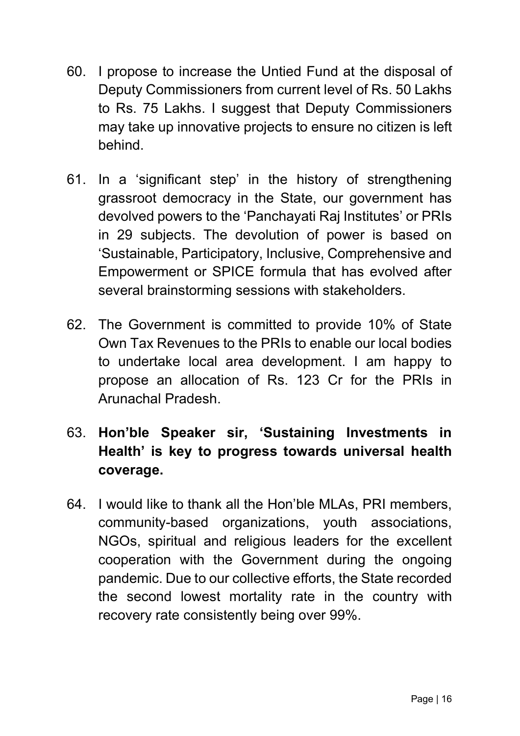60. I propose to increase the Untied Fund at the disposal of Deputy Commissioners from current level of Rs. 50 Lakhs to Rs. 75 Lakhs. I suggest that Deputy Commissioners may take up innovative projects to ensure no citizen is left behind.

61. In a 'significant step' in the history of strengthening grassroot democracy in the State, our government has devolved powers to the 'Panchayati Raj Institutes' or PRIs in 29 subjects. The devolution of power is based on 'Sustainable, Participatory, Inclusive, Comprehensive and Empowerment or SPICE formula that has evolved after several brainstorming sessions with stakeholders.

62. The Government is committed to provide 10% of State Own Tax Revenues to the PRIs to enable our local bodies to undertake local area development. I am happy to propose an allocation of Rs. 123 Cr for the PRIs in Arunachal Pradesh.

63. **Hon'ble Speaker sir, 'Sustaining Investments in Health' is key to progress towards universal health coverage.**

64. I would like to thank all the Hon'ble MLAs, PRI members, community-based organizations, youth associations, NGOs, spiritual and religious leaders for the excellent cooperation with the Government during the ongoing pandemic. Due to our collective efforts, the State recorded the second lowest mortality rate in the country with recovery rate consistently being over 99%.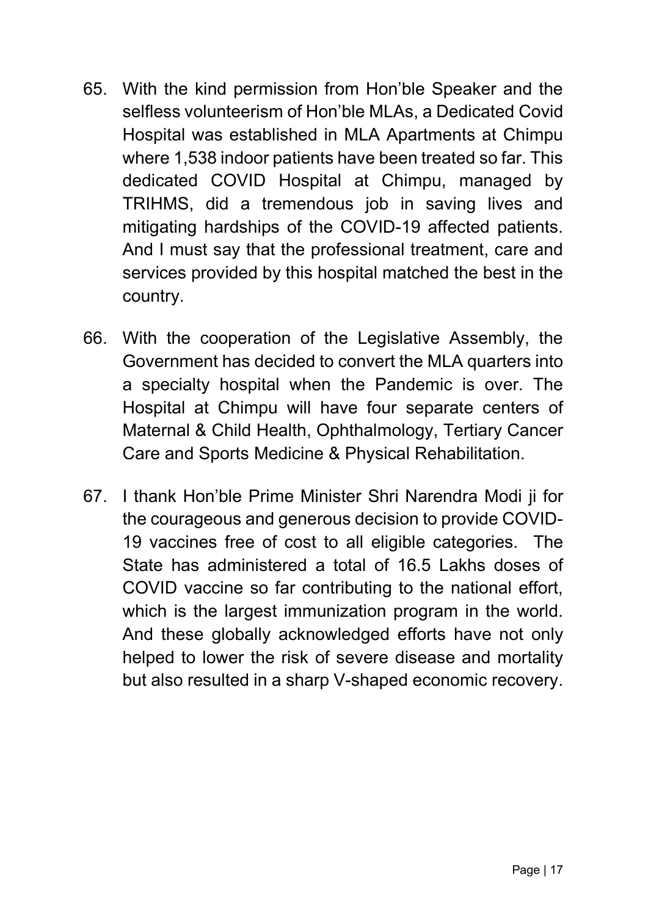65. With the kind permission from Hon'ble Speaker and the selfless volunteerism of Hon'ble MLAs, a Dedicated Covid Hospital was established in MLA Apartments at Chimpu where 1,538 indoor patients have been treated so far. This dedicated COVID Hospital at Chimpu, managed by TRIHMS, did a tremendous job in saving lives and mitigating hardships of the COVID-19 affected patients. And I must say that the professional treatment, care and services provided by this hospital matched the best in the country.

66. With the cooperation of the Legislative Assembly, the Government has decided to convert the MLA quarters into a specialty hospital when the Pandemic is over. The Hospital at Chimpu will have four separate centers of Maternal & Child Health, Ophthalmology, Tertiary Cancer Care and Sports Medicine & Physical Rehabilitation.

67. I thank Hon'ble Prime Minister Shri Narendra Modi ji for the courageous and generous decision to provide COVID-19 vaccines free of cost to all eligible categories. The State has administered a total of 16.5 Lakhs doses of COVID vaccine so far contributing to the national effort, which is the largest immunization program in the world. And these globally acknowledged efforts have not only helped to lower the risk of severe disease and mortality but also resulted in a sharp V-shaped economic recovery.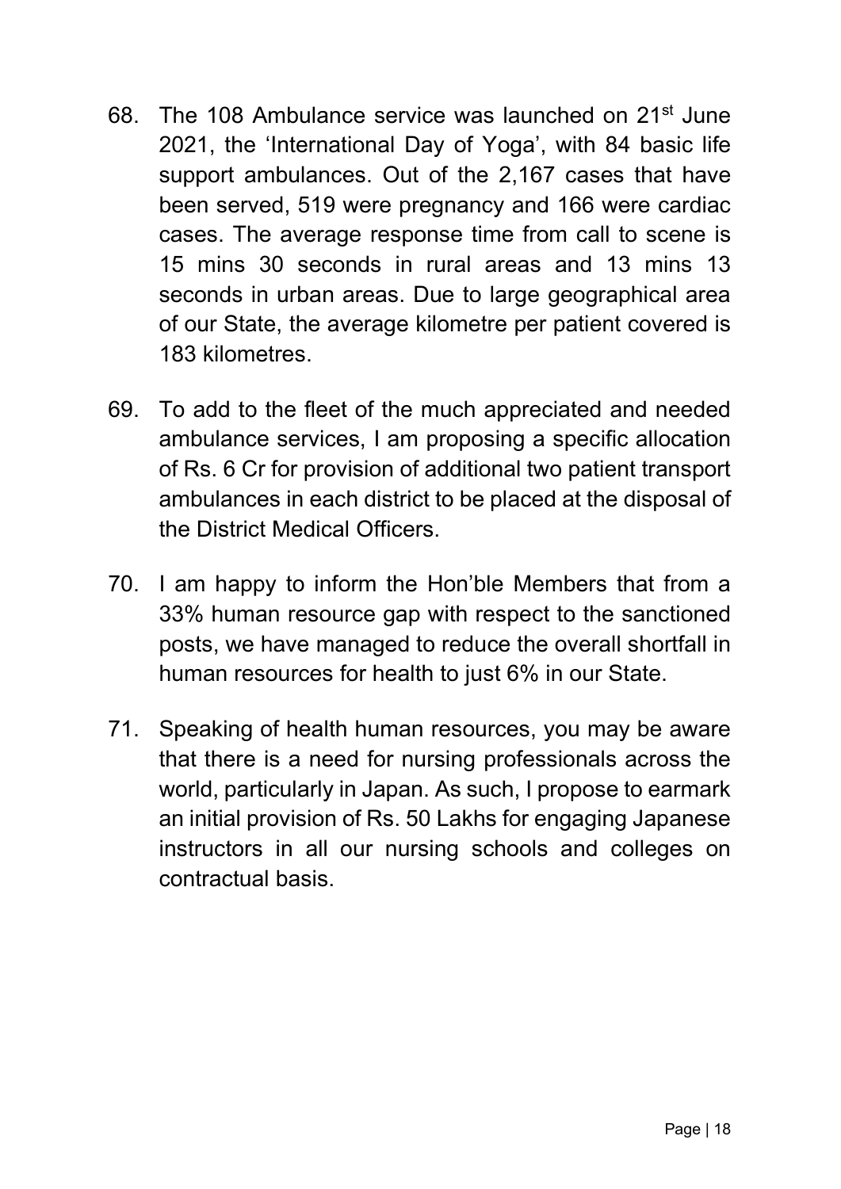68. The 108 Ambulance service was launched on 21st June 2021, the 'International Day of Yoga', with 84 basic life support ambulances. Out of the 2,167 cases that have been served, 519 were pregnancy and 166 were cardiac cases. The average response time from call to scene is 15 mins 30 seconds in rural areas and 13 mins 13 seconds in urban areas. Due to large geographical area of our State, the average kilometre per patient covered is 183 kilometres.

69. To add to the fleet of the much appreciated and needed ambulance services, I am proposing a specific allocation of Rs. 6 Cr for provision of additional two patient transport ambulances in each district to be placed at the disposal of the District Medical Officers.

70. I am happy to inform the Hon'ble Members that from a 33% human resource gap with respect to the sanctioned posts, we have managed to reduce the overall shortfall in human resources for health to just 6% in our State.

71. Speaking of health human resources, you may be aware that there is a need for nursing professionals across the world, particularly in Japan. As such, I propose to earmark an initial provision of Rs. 50 Lakhs for engaging Japanese instructors in all our nursing schools and colleges on contractual basis.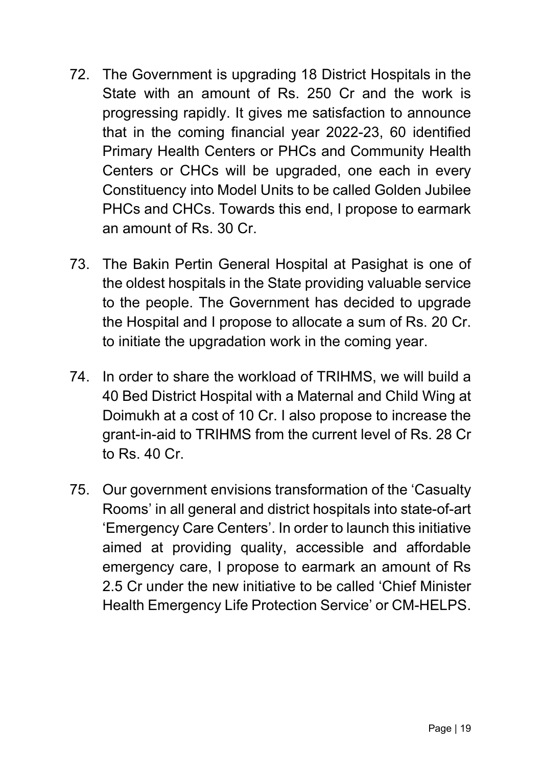72. The Government is upgrading 18 District Hospitals in the State with an amount of Rs. 250 Cr and the work is progressing rapidly. It gives me satisfaction to announce that in the coming financial year 2022-23, 60 identified Primary Health Centers or PHCs and Community Health Centers or CHCs will be upgraded, one each in every Constituency into Model Units to be called Golden Jubilee PHCs and CHCs. Towards this end, I propose to earmark an amount of Rs. 30 Cr.

73. The Bakin Pertin General Hospital at Pasighat is one of the oldest hospitals in the State providing valuable service to the people. The Government has decided to upgrade the Hospital and I propose to allocate a sum of Rs. 20 Cr. to initiate the upgradation work in the coming year.

74. In order to share the workload of TRIHMS, we will build a 40 Bed District Hospital with a Maternal and Child Wing at Doimukh at a cost of 10 Cr. I also propose to increase the grant-in-aid to TRIHMS from the current level of Rs. 28 Cr to Rs. 40 Cr.

75. Our government envisions transformation of the 'Casualty Rooms' in all general and district hospitals into state-of-art 'Emergency Care Centers'. In order to launch this initiative aimed at providing quality, accessible and affordable emergency care, I propose to earmark an amount of Rs 2.5 Cr under the new initiative to be called 'Chief Minister Health Emergency Life Protection Service' or CM-HELPS.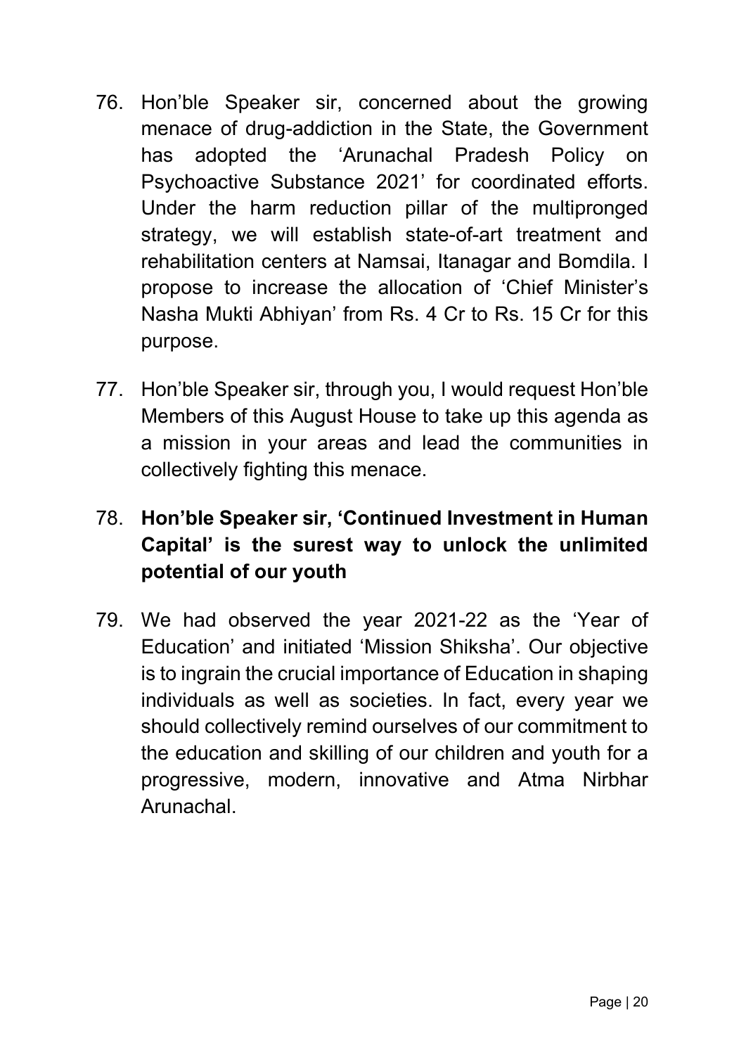76. Hon'ble Speaker sir, concerned about the growing menace of drug-addiction in the State, the Government has adopted the 'Arunachal Pradesh Policy on Psychoactive Substance 2021' for coordinated efforts. Under the harm reduction pillar of the multipronged strategy, we will establish state-of-art treatment and rehabilitation centers at Namsai, Itanagar and Bomdila. I propose to increase the allocation of 'Chief Minister's Nasha Mukti Abhiyan' from Rs. 4 Cr to Rs. 15 Cr for this purpose.

77. Hon'ble Speaker sir, through you, I would request Hon'ble Members of this August House to take up this agenda as a mission in your areas and lead the communities in collectively fighting this menace.

78. **Hon'ble Speaker sir, 'Continued Investment in Human Capital' is the surest way to unlock the unlimited potential of our youth**

79. We had observed the year 2021-22 as the 'Year of Education' and initiated 'Mission Shiksha'. Our objective is to ingrain the crucial importance of Education in shaping individuals as well as societies. In fact, every year we should collectively remind ourselves of our commitment to the education and skilling of our children and youth for a progressive, modern, innovative and Atma Nirbhar Arunachal.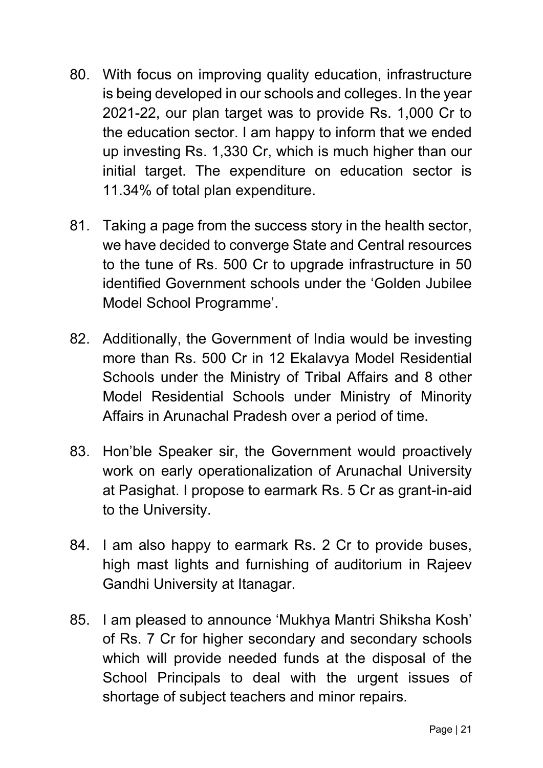80. With focus on improving quality education, infrastructure is being developed in our schools and colleges. In the year 2021-22, our plan target was to provide Rs. 1,000 Cr to the education sector. I am happy to inform that we ended up investing Rs. 1,330 Cr, which is much higher than our initial target. The expenditure on education sector is 11.34% of total plan expenditure.

81. Taking a page from the success story in the health sector, we have decided to converge State and Central resources to the tune of Rs. 500 Cr to upgrade infrastructure in 50 identified Government schools under the 'Golden Jubilee Model School Programme'.

82. Additionally, the Government of India would be investing more than Rs. 500 Cr in 12 Ekalavya Model Residential Schools under the Ministry of Tribal Affairs and 8 other Model Residential Schools under Ministry of Minority Affairs in Arunachal Pradesh over a period of time.

83. Hon'ble Speaker sir, the Government would proactively work on early operationalization of Arunachal University at Pasighat. I propose to earmark Rs. 5 Cr as grant-in-aid to the University.

84. I am also happy to earmark Rs. 2 Cr to provide buses, high mast lights and furnishing of auditorium in Rajeev Gandhi University at Itanagar.

85. I am pleased to announce 'Mukhya Mantri Shiksha Kosh' of Rs. 7 Cr for higher secondary and secondary schools which will provide needed funds at the disposal of the School Principals to deal with the urgent issues of shortage of subject teachers and minor repairs.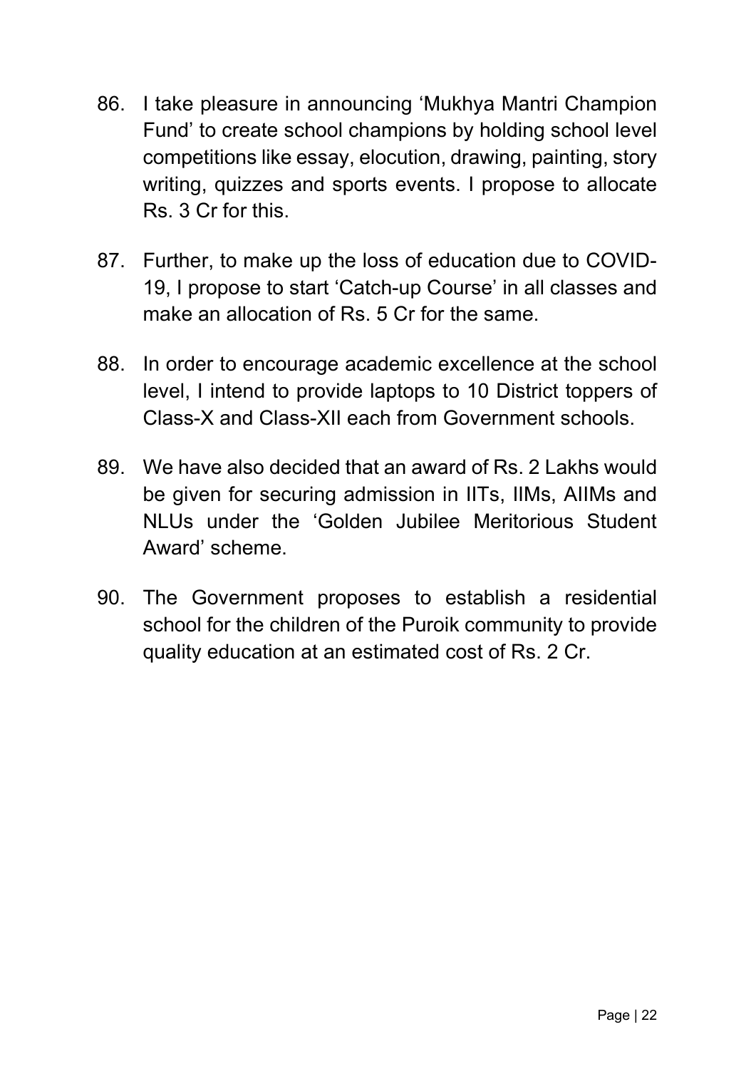86. I take pleasure in announcing 'Mukhya Mantri Champion Fund' to create school champions by holding school level competitions like essay, elocution, drawing, painting, story writing, quizzes and sports events. I propose to allocate Rs. 3 Cr for this.

87. Further, to make up the loss of education due to COVID-19, I propose to start 'Catch-up Course' in all classes and make an allocation of Rs. 5 Cr for the same.

88. In order to encourage academic excellence at the school level, I intend to provide laptops to 10 District toppers of Class-X and Class-XII each from Government schools.

89. We have also decided that an award of Rs. 2 Lakhs would be given for securing admission in IITs, IIMs, AIIMs and NLUs under the 'Golden Jubilee Meritorious Student Award' scheme.

90. The Government proposes to establish a residential school for the children of the Puroik community to provide quality education at an estimated cost of Rs. 2 Cr.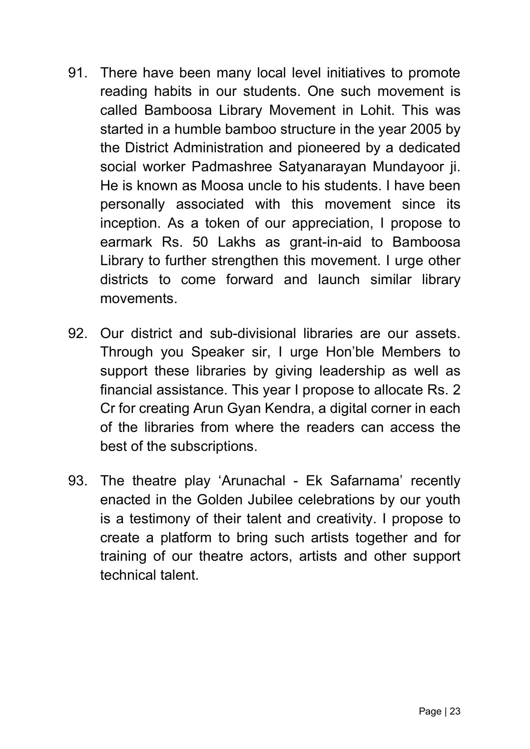91. There have been many local level initiatives to promote reading habits in our students. One such movement is called Bamboosa Library Movement in Lohit. This was started in a humble bamboo structure in the year 2005 by the District Administration and pioneered by a dedicated social worker Padmashree Satyanarayan Mundayoor ji. He is known as Moosa uncle to his students. I have been personally associated with this movement since its inception. As a token of our appreciation, I propose to earmark Rs. 50 Lakhs as grant-in-aid to Bamboosa Library to further strengthen this movement. I urge other districts to come forward and launch similar library movements.

92. Our district and sub-divisional libraries are our assets. Through you Speaker sir, I urge Hon'ble Members to support these libraries by giving leadership as well as financial assistance. This year I propose to allocate Rs. 2 Cr for creating Arun Gyan Kendra, a digital corner in each of the libraries from where the readers can access the best of the subscriptions.

93. The theatre play 'Arunachal - Ek Safarnama' recently enacted in the Golden Jubilee celebrations by our youth is a testimony of their talent and creativity. I propose to create a platform to bring such artists together and for training of our theatre actors, artists and other support technical talent.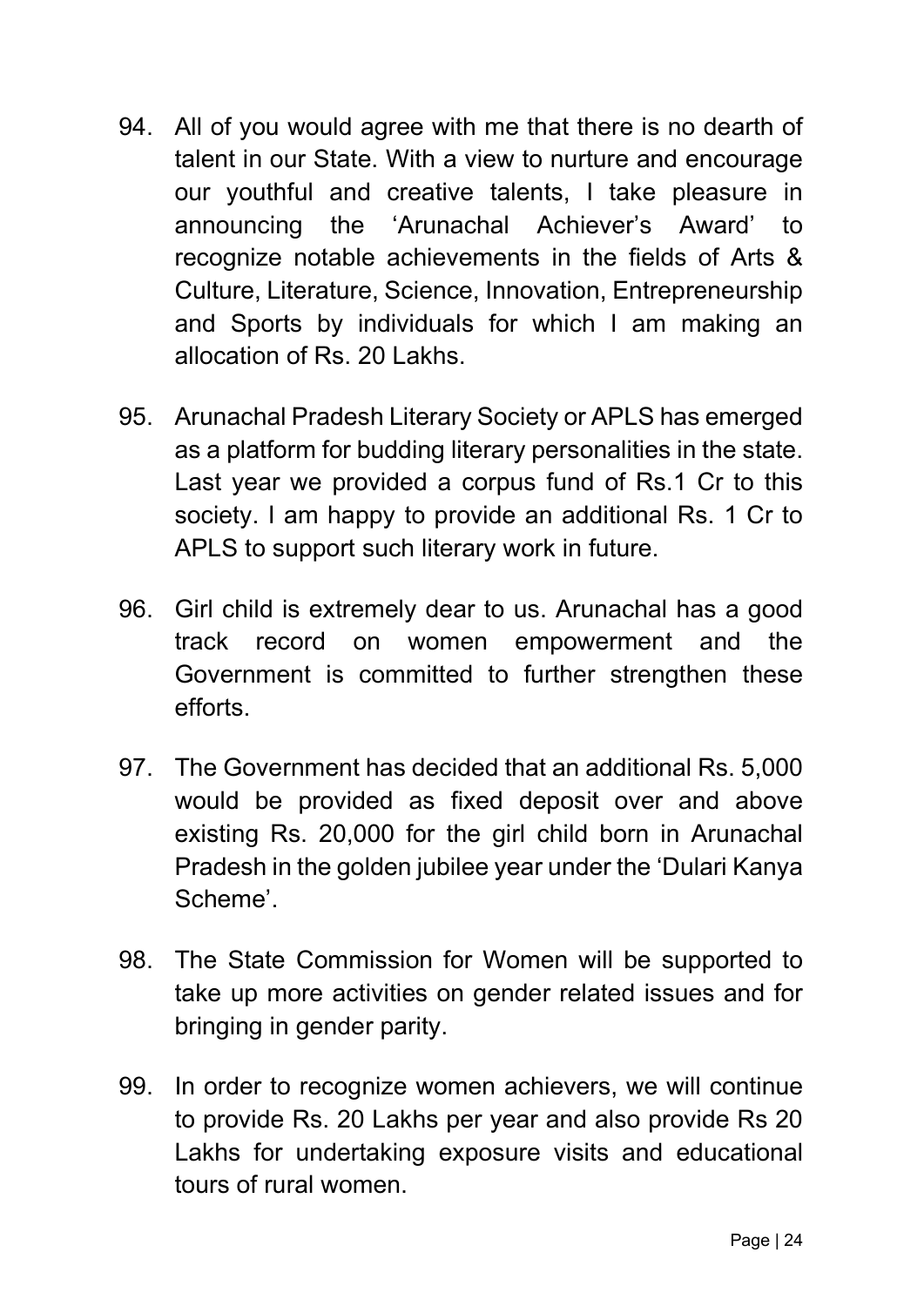94. All of you would agree with me that there is no dearth of talent in our State. With a view to nurture and encourage our youthful and creative talents, I take pleasure in announcing the 'Arunachal Achiever's Award' to recognize notable achievements in the fields of Arts & Culture, Literature, Science, Innovation, Entrepreneurship and Sports by individuals for which I am making an allocation of Rs. 20 Lakhs.

95. Arunachal Pradesh Literary Society or APLS has emerged as a platform for budding literary personalities in the state. Last year we provided a corpus fund of Rs.1 Cr to this society. I am happy to provide an additional Rs. 1 Cr to APLS to support such literary work in future.

96. Girl child is extremely dear to us. Arunachal has a good track record on women empowerment and the Government is committed to further strengthen these efforts.

97. The Government has decided that an additional Rs. 5,000 would be provided as fixed deposit over and above existing Rs. 20,000 for the girl child born in Arunachal Pradesh in the golden jubilee year under the 'Dulari Kanya Scheme'.

98. The State Commission for Women will be supported to take up more activities on gender related issues and for bringing in gender parity.

99. In order to recognize women achievers, we will continue to provide Rs. 20 Lakhs per year and also provide Rs 20 Lakhs for undertaking exposure visits and educational tours of rural women.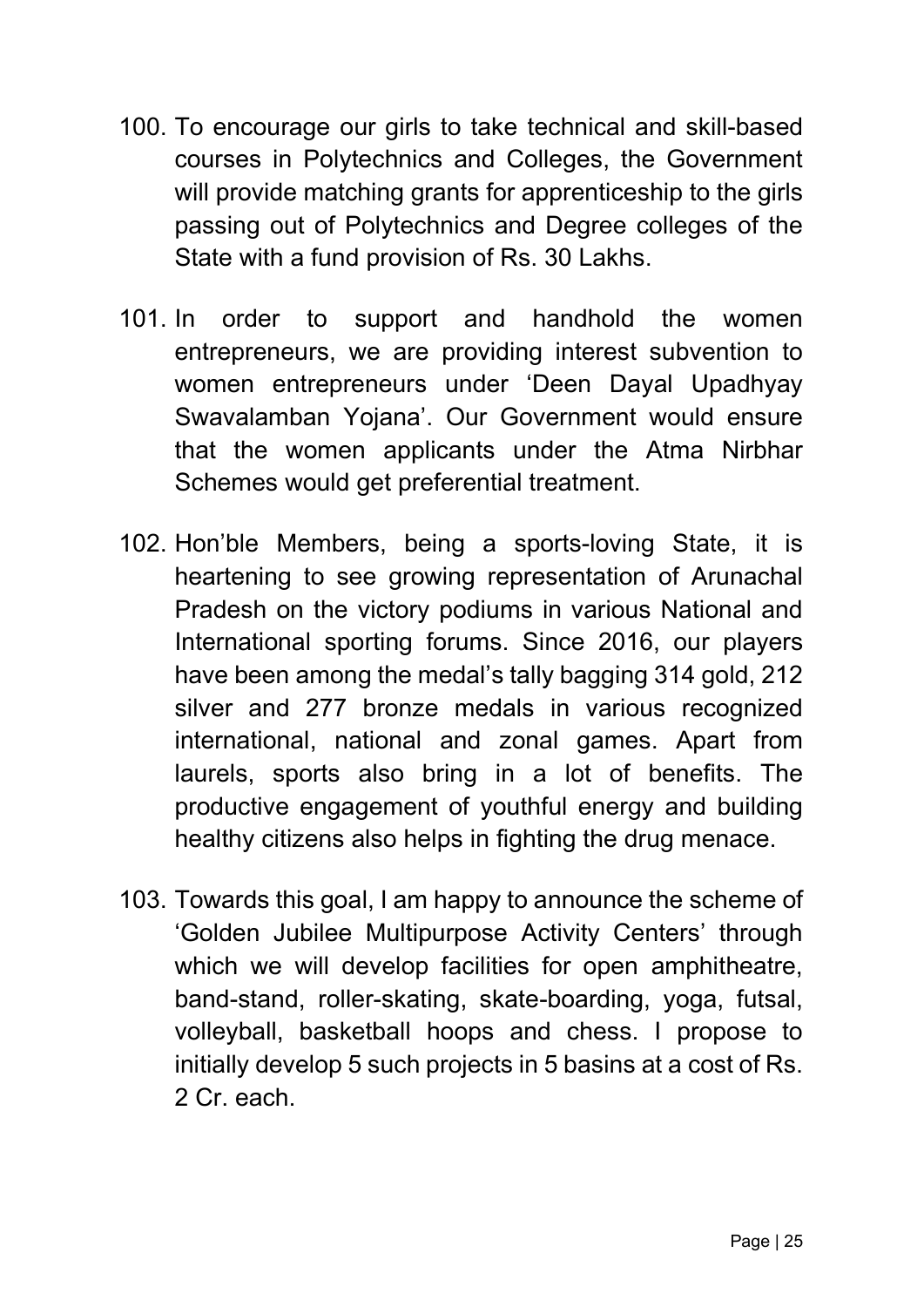100. To encourage our girls to take technical and skill-based courses in Polytechnics and Colleges, the Government will provide matching grants for apprenticeship to the girls passing out of Polytechnics and Degree colleges of the State with a fund provision of Rs. 30 Lakhs.

101. In order to support and handhold the women entrepreneurs, we are providing interest subvention to women entrepreneurs under 'Deen Dayal Upadhyay Swavalamban Yojana'. Our Government would ensure that the women applicants under the Atma Nirbhar Schemes would get preferential treatment.

102. Hon'ble Members, being a sports-loving State, it is heartening to see growing representation of Arunachal Pradesh on the victory podiums in various National and International sporting forums. Since 2016, our players have been among the medal's tally bagging 314 gold, 212 silver and 277 bronze medals in various recognized international, national and zonal games. Apart from laurels, sports also bring in a lot of benefits. The productive engagement of youthful energy and building healthy citizens also helps in fighting the drug menace.

103. Towards this goal, I am happy to announce the scheme of 'Golden Jubilee Multipurpose Activity Centers' through which we will develop facilities for open amphitheatre, band-stand, roller-skating, skate-boarding, yoga, futsal, volleyball, basketball hoops and chess. I propose to initially develop 5 such projects in 5 basins at a cost of Rs. 2 Cr. each.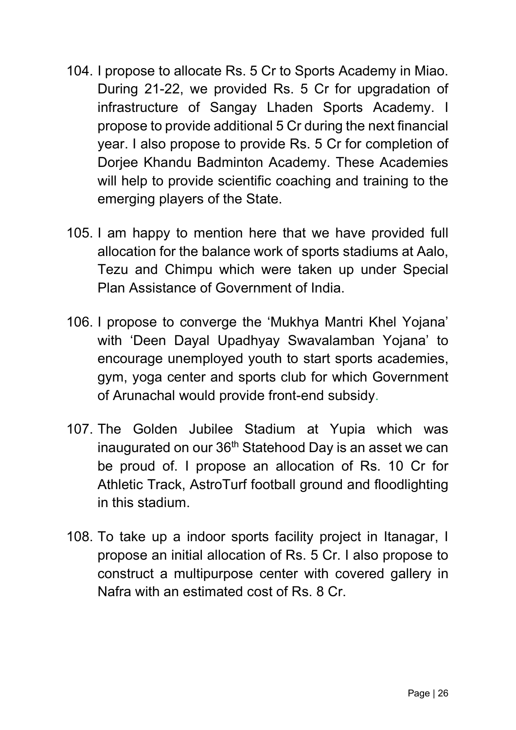104. I propose to allocate Rs. 5 Cr to Sports Academy in Miao. During 21-22, we provided Rs. 5 Cr for upgradation of infrastructure of Sangay Lhaden Sports Academy. I propose to provide additional 5 Cr during the next financial year. I also propose to provide Rs. 5 Cr for completion of Dorjee Khandu Badminton Academy. These Academies will help to provide scientific coaching and training to the emerging players of the State.

105. I am happy to mention here that we have provided full allocation for the balance work of sports stadiums at Aalo, Tezu and Chimpu which were taken up under Special Plan Assistance of Government of India.

106. I propose to converge the 'Mukhya Mantri Khel Yojana' with 'Deen Dayal Upadhyay Swavalamban Yojana' to encourage unemployed youth to start sports academies, gym, yoga center and sports club for which Government of Arunachal would provide front-end subsidy.

107. The Golden Jubilee Stadium at Yupia which was inaugurated on our 36th Statehood Day is an asset we can be proud of. I propose an allocation of Rs. 10 Cr for Athletic Track, AstroTurf football ground and floodlighting in this stadium.

108. To take up a indoor sports facility project in Itanagar, I propose an initial allocation of Rs. 5 Cr. I also propose to construct a multipurpose center with covered gallery in Nafra with an estimated cost of Rs. 8 Cr.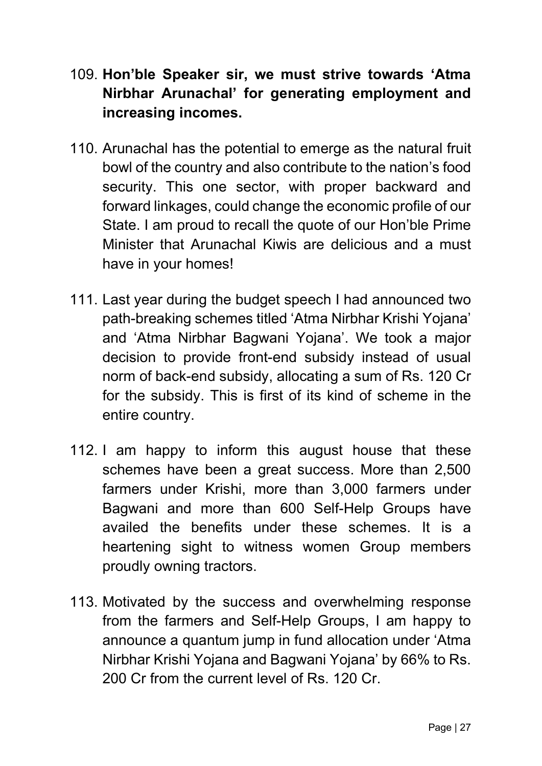109. **Hon'ble Speaker sir, we must strive towards 'Atma Nirbhar Arunachal' for generating employment and increasing incomes.**

110. Arunachal has the potential to emerge as the natural fruit bowl of the country and also contribute to the nation's food security. This one sector, with proper backward and forward linkages, could change the economic profile of our State. I am proud to recall the quote of our Hon'ble Prime Minister that Arunachal Kiwis are delicious and a must have in your homes!

111. Last year during the budget speech I had announced two path-breaking schemes titled 'Atma Nirbhar Krishi Yojana' and 'Atma Nirbhar Bagwani Yojana'. We took a major decision to provide front-end subsidy instead of usual norm of back-end subsidy, allocating a sum of Rs. 120 Cr for the subsidy. This is first of its kind of scheme in the entire country.

112. I am happy to inform this august house that these schemes have been a great success. More than 2,500 farmers under Krishi, more than 3,000 farmers under Bagwani and more than 600 Self-Help Groups have availed the benefits under these schemes. It is a heartening sight to witness women Group members proudly owning tractors.

113. Motivated by the success and overwhelming response from the farmers and Self-Help Groups, I am happy to announce a quantum jump in fund allocation under 'Atma Nirbhar Krishi Yojana and Bagwani Yojana' by 66% to Rs. 200 Cr from the current level of Rs. 120 Cr.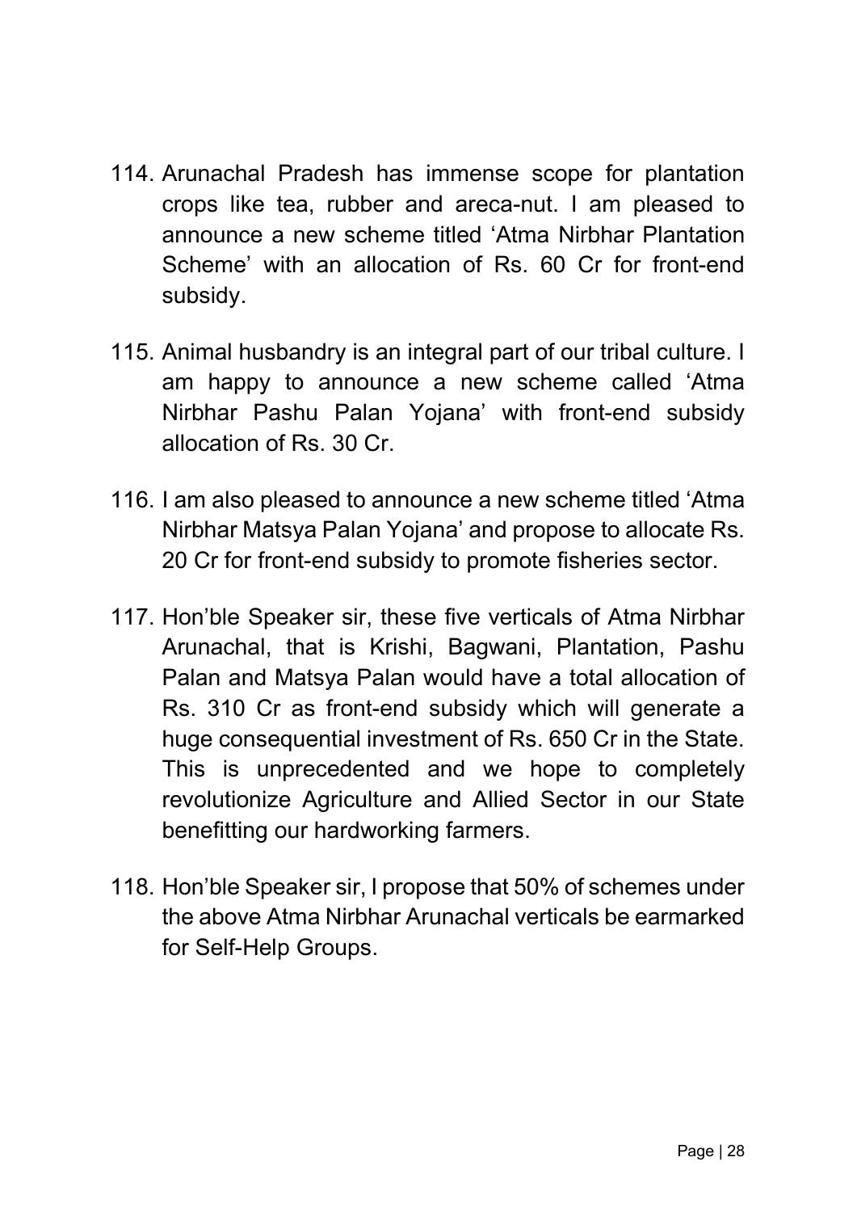114. Arunachal Pradesh has immense scope for plantation crops like tea, rubber and areca-nut. I am pleased to announce a new scheme titled 'Atma Nirbhar Plantation Scheme' with an allocation of Rs. 60 Cr for front-end subsidy.

115. Animal husbandry is an integral part of our tribal culture. I am happy to announce a new scheme called 'Atma Nirbhar Pashu Palan Yojana' with front-end subsidy allocation of Rs. 30 Cr.

116. I am also pleased to announce a new scheme titled 'Atma Nirbhar Matsya Palan Yojana' and propose to allocate Rs. 20 Cr for front-end subsidy to promote fisheries sector.

117. Hon'ble Speaker sir, these five verticals of Atma Nirbhar Arunachal, that is Krishi, Bagwani, Plantation, Pashu Palan and Matsya Palan would have a total allocation of Rs. 310 Cr as front-end subsidy which will generate a huge consequential investment of Rs. 650 Cr in the State. This is unprecedented and we hope to completely revolutionize Agriculture and Allied Sector in our State benefitting our hardworking farmers.

118. Hon'ble Speaker sir, I propose that 50% of schemes under the above Atma Nirbhar Arunachal verticals be earmarked for Self-Help Groups.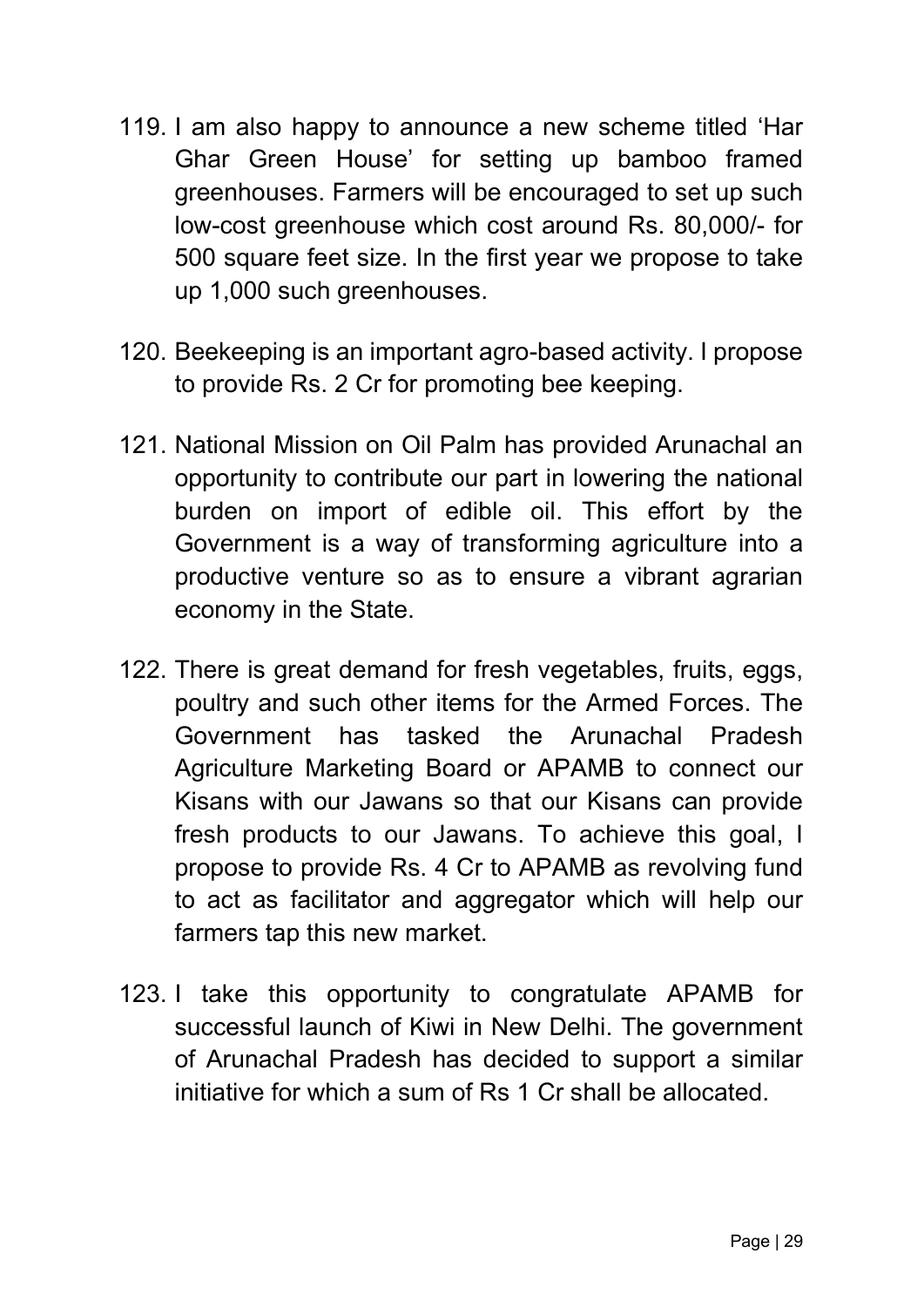119. I am also happy to announce a new scheme titled 'Har Ghar Green House' for setting up bamboo framed greenhouses. Farmers will be encouraged to set up such low-cost greenhouse which cost around Rs. 80,000/- for 500 square feet size. In the first year we propose to take up 1,000 such greenhouses.

120. Beekeeping is an important agro-based activity. I propose to provide Rs. 2 Cr for promoting bee keeping.

121. National Mission on Oil Palm has provided Arunachal an opportunity to contribute our part in lowering the national burden on import of edible oil. This effort by the Government is a way of transforming agriculture into a productive venture so as to ensure a vibrant agrarian economy in the State.

122. There is great demand for fresh vegetables, fruits, eggs, poultry and such other items for the Armed Forces. The Government has tasked the Arunachal Pradesh Agriculture Marketing Board or APAMB to connect our Kisans with our Jawans so that our Kisans can provide fresh products to our Jawans. To achieve this goal, I propose to provide Rs. 4 Cr to APAMB as revolving fund to act as facilitator and aggregator which will help our farmers tap this new market.

123. I take this opportunity to congratulate APAMB for successful launch of Kiwi in New Delhi. The government of Arunachal Pradesh has decided to support a similar initiative for which a sum of Rs 1 Cr shall be allocated.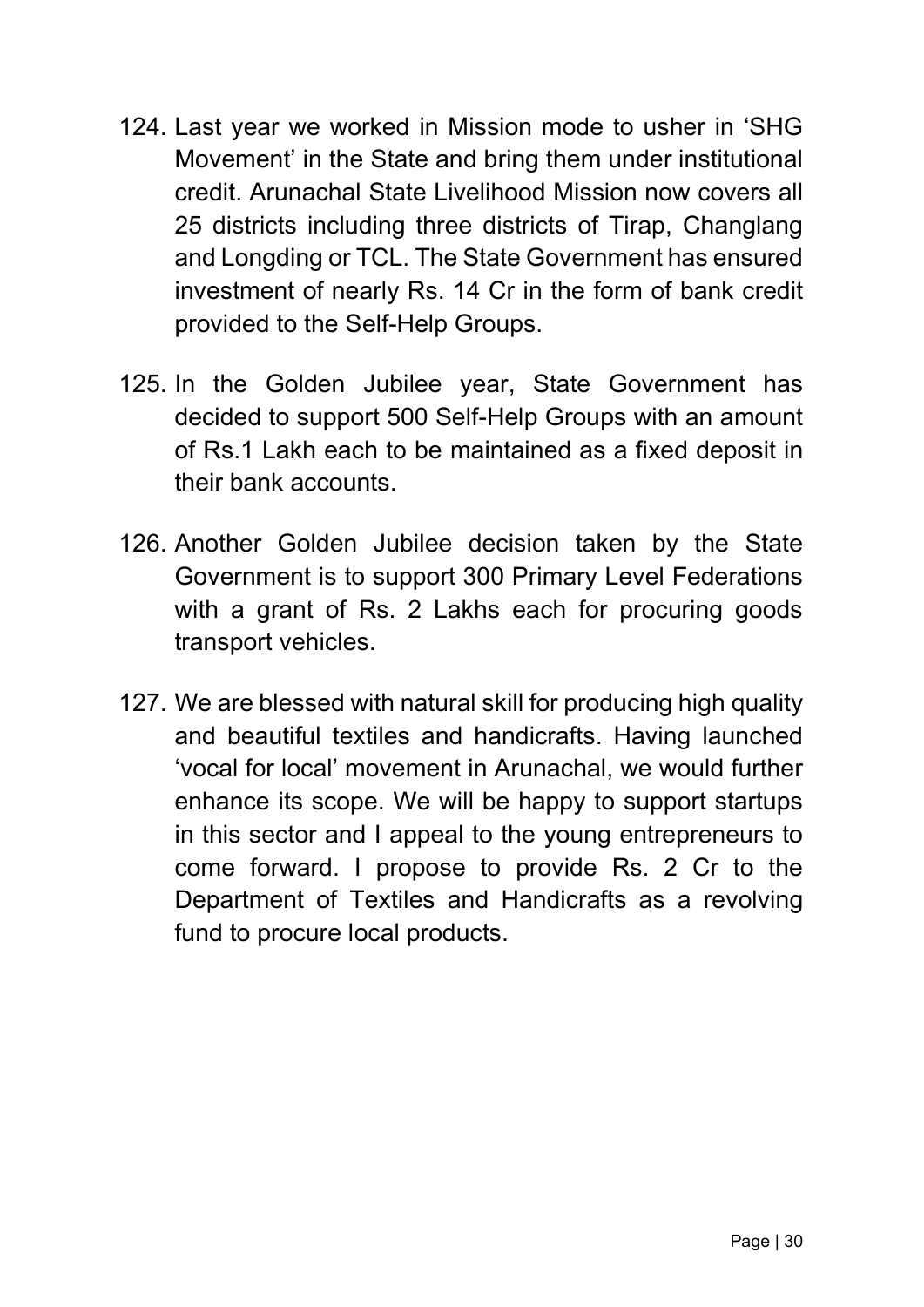124. Last year we worked in Mission mode to usher in 'SHG Movement' in the State and bring them under institutional credit. Arunachal State Livelihood Mission now covers all 25 districts including three districts of Tirap, Changlang and Longding or TCL. The State Government has ensured investment of nearly Rs. 14 Cr in the form of bank credit provided to the Self-Help Groups.

125. In the Golden Jubilee year, State Government has decided to support 500 Self-Help Groups with an amount of Rs.1 Lakh each to be maintained as a fixed deposit in their bank accounts.

126. Another Golden Jubilee decision taken by the State Government is to support 300 Primary Level Federations with a grant of Rs. 2 Lakhs each for procuring goods transport vehicles.

127. We are blessed with natural skill for producing high quality and beautiful textiles and handicrafts. Having launched 'vocal for local' movement in Arunachal, we would further enhance its scope. We will be happy to support startups in this sector and I appeal to the young entrepreneurs to come forward. I propose to provide Rs. 2 Cr to the Department of Textiles and Handicrafts as a revolving fund to procure local products.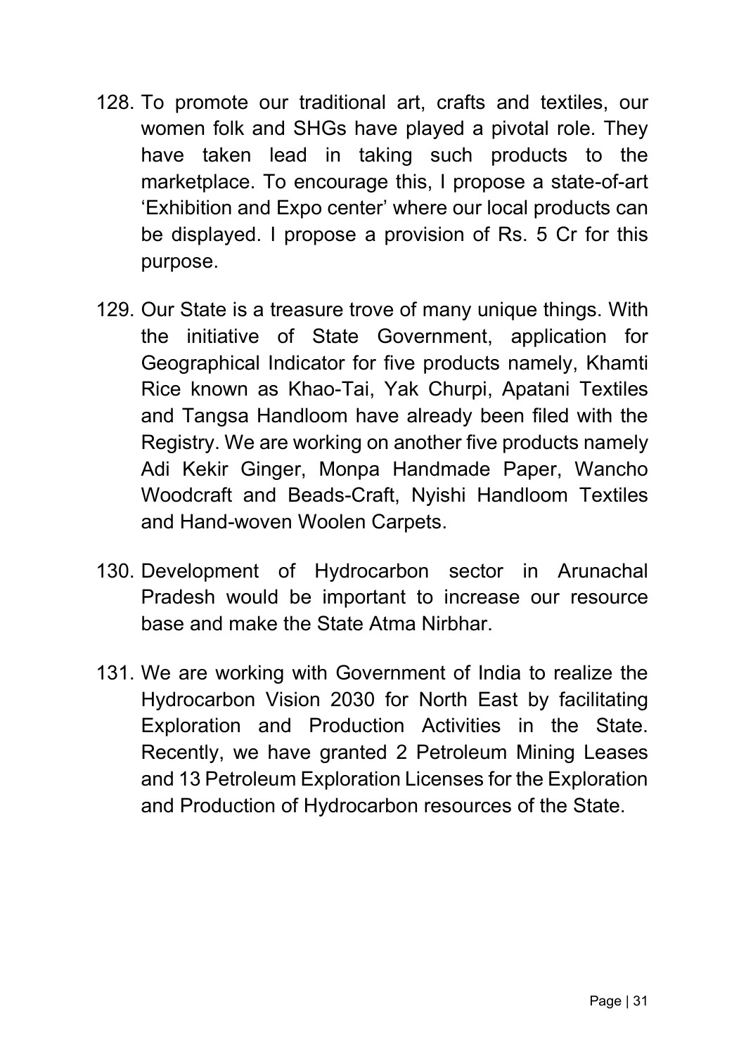128. To promote our traditional art, crafts and textiles, our women folk and SHGs have played a pivotal role. They have taken lead in taking such products to the marketplace. To encourage this, I propose a state-of-art 'Exhibition and Expo center' where our local products can be displayed. I propose a provision of Rs. 5 Cr for this purpose.

129. Our State is a treasure trove of many unique things. With the initiative of State Government, application for Geographical Indicator for five products namely, Khamti Rice known as Khao-Tai, Yak Churpi, Apatani Textiles and Tangsa Handloom have already been filed with the Registry. We are working on another five products namely Adi Kekir Ginger, Monpa Handmade Paper, Wancho Woodcraft and Beads-Craft, Nyishi Handloom Textiles and Hand-woven Woolen Carpets.

130. Development of Hydrocarbon sector in Arunachal Pradesh would be important to increase our resource base and make the State Atma Nirbhar.

131. We are working with Government of India to realize the Hydrocarbon Vision 2030 for North East by facilitating Exploration and Production Activities in the State. Recently, we have granted 2 Petroleum Mining Leases and 13 Petroleum Exploration Licenses for the Exploration and Production of Hydrocarbon resources of the State.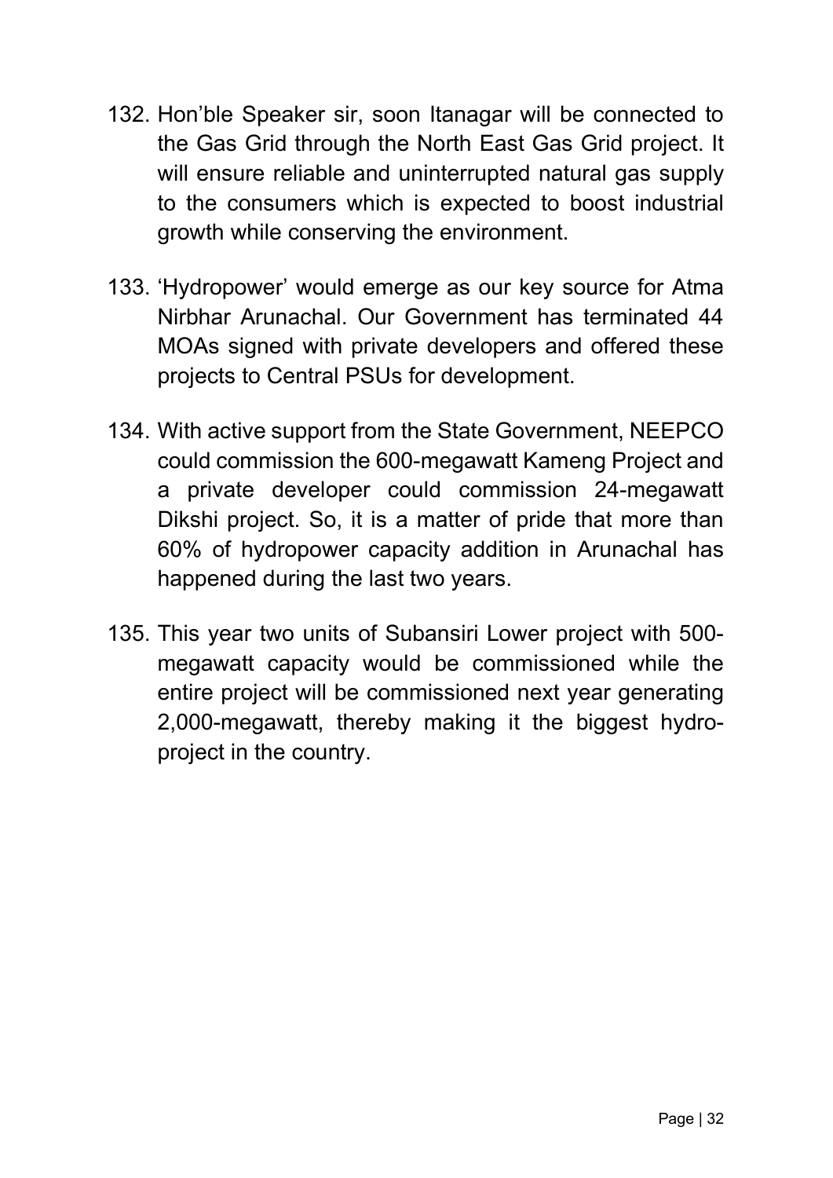132. Hon'ble Speaker sir, soon Itanagar will be connected to the Gas Grid through the North East Gas Grid project. It will ensure reliable and uninterrupted natural gas supply to the consumers which is expected to boost industrial growth while conserving the environment.

133. 'Hydropower' would emerge as our key source for Atma Nirbhar Arunachal. Our Government has terminated 44 MOAs signed with private developers and offered these projects to Central PSUs for development.

134. With active support from the State Government, NEEPCO could commission the 600-megawatt Kameng Project and a private developer could commission 24-megawatt Dikshi project. So, it is a matter of pride that more than 60% of hydropower capacity addition in Arunachal has happened during the last two years.

135. This year two units of Subansiri Lower project with 500-megawatt capacity would be commissioned while the entire project will be commissioned next year generating 2,000-megawatt, thereby making it the biggest hydro-project in the country.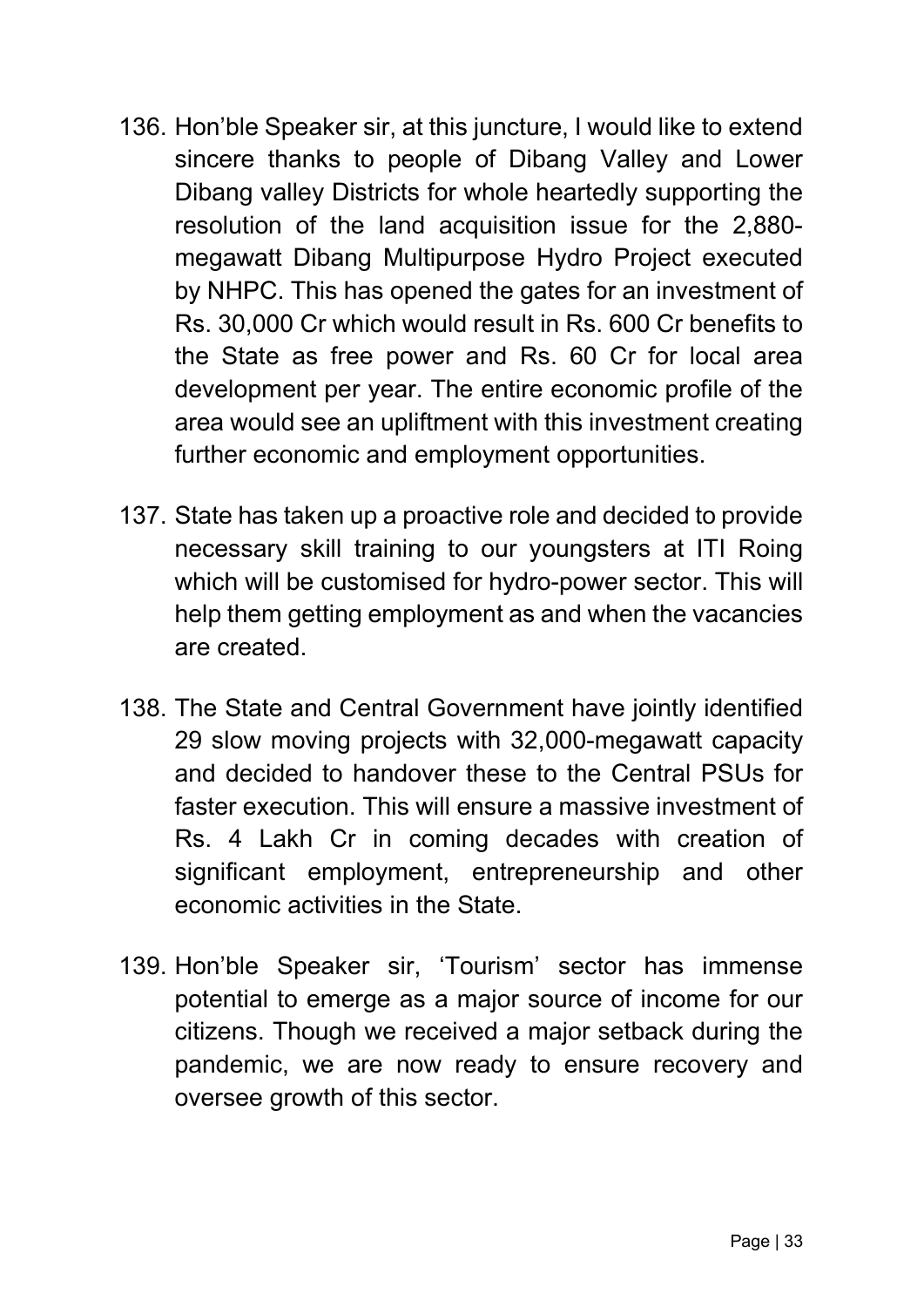136. Hon'ble Speaker sir, at this juncture, I would like to extend sincere thanks to people of Dibang Valley and Lower Dibang valley Districts for whole heartedly supporting the resolution of the land acquisition issue for the 2,880-megawatt Dibang Multipurpose Hydro Project executed by NHPC. This has opened the gates for an investment of Rs. 30,000 Cr which would result in Rs. 600 Cr benefits to the State as free power and Rs. 60 Cr for local area development per year. The entire economic profile of the area would see an upliftment with this investment creating further economic and employment opportunities.

137. State has taken up a proactive role and decided to provide necessary skill training to our youngsters at ITI Roing which will be customised for hydro-power sector. This will help them getting employment as and when the vacancies are created.

138. The State and Central Government have jointly identified 29 slow moving projects with 32,000-megawatt capacity and decided to handover these to the Central PSUs for faster execution. This will ensure a massive investment of Rs. 4 Lakh Cr in coming decades with creation of significant employment, entrepreneurship and other economic activities in the State.

139. Hon'ble Speaker sir, 'Tourism' sector has immense potential to emerge as a major source of income for our citizens. Though we received a major setback during the pandemic, we are now ready to ensure recovery and oversee growth of this sector.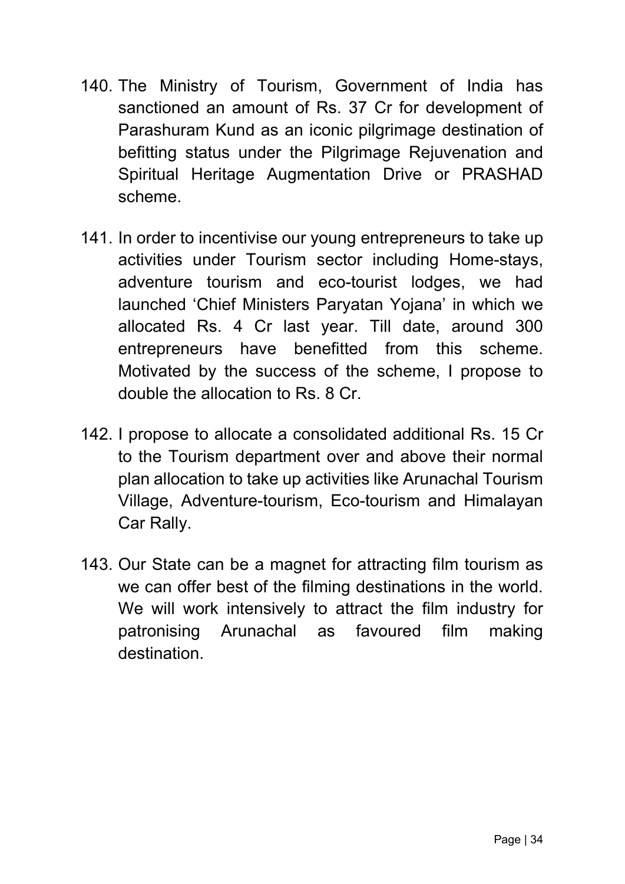140. The Ministry of Tourism, Government of India has sanctioned an amount of Rs. 37 Cr for development of Parashuram Kund as an iconic pilgrimage destination of befitting status under the Pilgrimage Rejuvenation and Spiritual Heritage Augmentation Drive or PRASHAD scheme.

141. In order to incentivise our young entrepreneurs to take up activities under Tourism sector including Home-stays, adventure tourism and eco-tourist lodges, we had launched 'Chief Ministers Paryatan Yojana' in which we allocated Rs. 4 Cr last year. Till date, around 300 entrepreneurs have benefitted from this scheme. Motivated by the success of the scheme, I propose to double the allocation to Rs. 8 Cr.

142. I propose to allocate a consolidated additional Rs. 15 Cr to the Tourism department over and above their normal plan allocation to take up activities like Arunachal Tourism Village, Adventure-tourism, Eco-tourism and Himalayan Car Rally.

143. Our State can be a magnet for attracting film tourism as we can offer best of the filming destinations in the world. We will work intensively to attract the film industry for patronising Arunachal as favoured film making destination.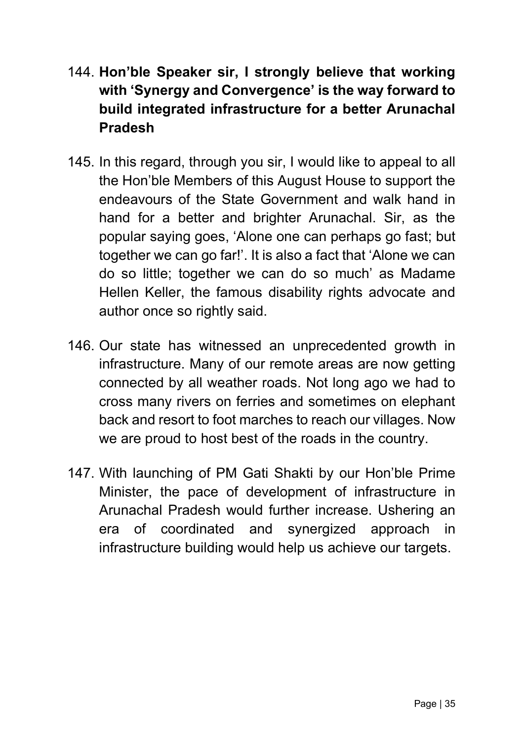144. **Hon’ble Speaker sir, I strongly believe that working with ‘Synergy and Convergence’ is the way forward to build integrated infrastructure for a better Arunachal Pradesh**

145. In this regard, through you sir, I would like to appeal to all the Hon’ble Members of this August House to support the endeavours of the State Government and walk hand in hand for a better and brighter Arunachal. Sir, as the popular saying goes, ‘Alone one can perhaps go fast; but together we can go far!’. It is also a fact that ‘Alone we can do so little; together we can do so much’ as Madame Hellen Keller, the famous disability rights advocate and author once so rightly said.

146. Our state has witnessed an unprecedented growth in infrastructure. Many of our remote areas are now getting connected by all weather roads. Not long ago we had to cross many rivers on ferries and sometimes on elephant back and resort to foot marches to reach our villages. Now we are proud to host best of the roads in the country.

147. With launching of PM Gati Shakti by our Hon’ble Prime Minister, the pace of development of infrastructure in Arunachal Pradesh would further increase. Ushering an era of coordinated and synergized approach in infrastructure building would help us achieve our targets.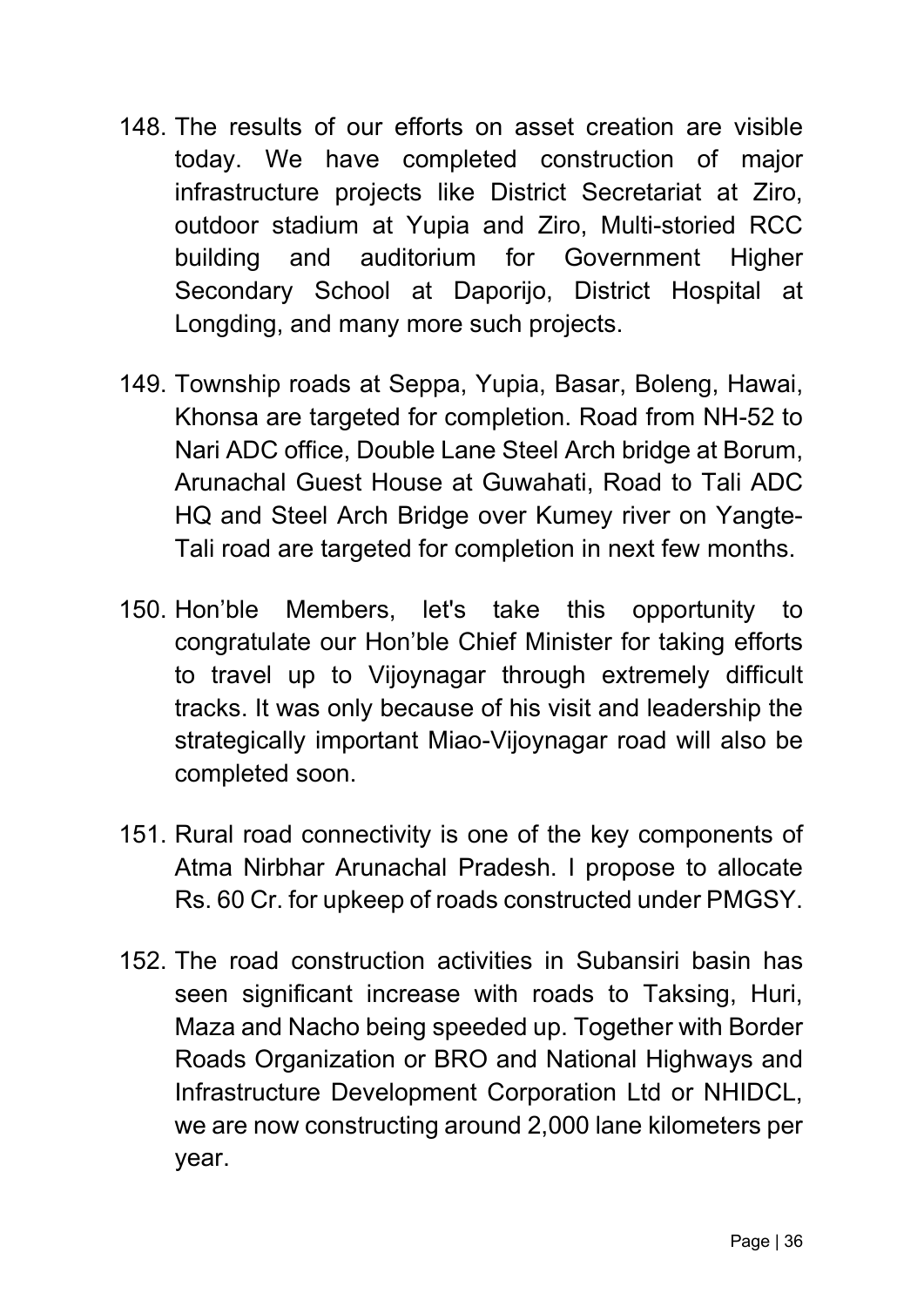148. The results of our efforts on asset creation are visible today. We have completed construction of major infrastructure projects like District Secretariat at Ziro, outdoor stadium at Yupia and Ziro, Multi-storied RCC building and auditorium for Government Higher Secondary School at Daporijo, District Hospital at Longding, and many more such projects.

149. Township roads at Seppa, Yupia, Basar, Boleng, Hawai, Khonsa are targeted for completion. Road from NH-52 to Nari ADC office, Double Lane Steel Arch bridge at Borum, Arunachal Guest House at Guwahati, Road to Tali ADC HQ and Steel Arch Bridge over Kumey river on Yangte-Tali road are targeted for completion in next few months.

150. Hon'ble Members, let's take this opportunity to congratulate our Hon'ble Chief Minister for taking efforts to travel up to Vijoynagar through extremely difficult tracks. It was only because of his visit and leadership the strategically important Miao-Vijoynagar road will also be completed soon.

151. Rural road connectivity is one of the key components of Atma Nirbhar Arunachal Pradesh. I propose to allocate Rs. 60 Cr. for upkeep of roads constructed under PMGSY.

152. The road construction activities in Subansiri basin has seen significant increase with roads to Taksing, Huri, Maza and Nacho being speeded up. Together with Border Roads Organization or BRO and National Highways and Infrastructure Development Corporation Ltd or NHIDCL, we are now constructing around 2,000 lane kilometers per year.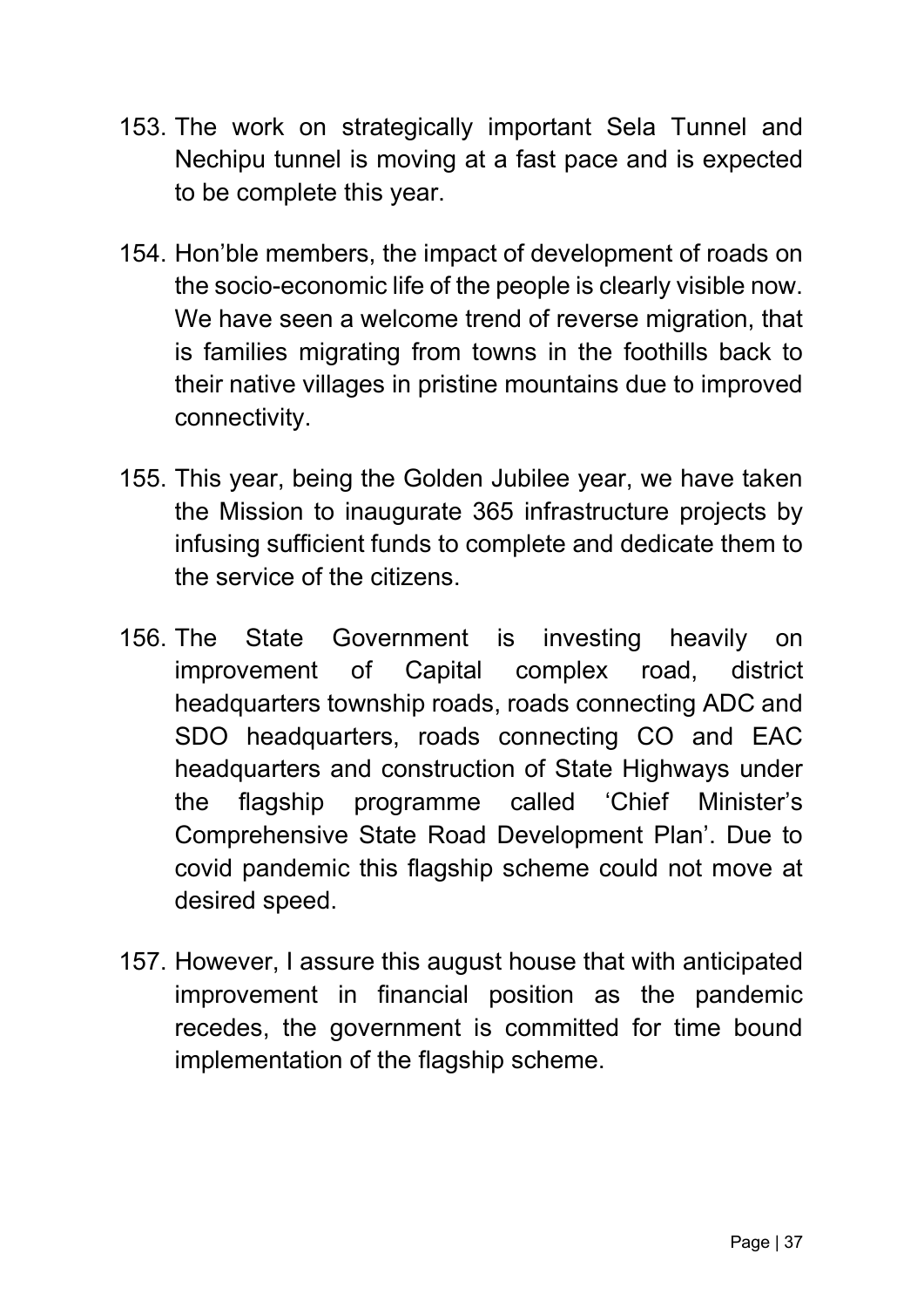153. The work on strategically important Sela Tunnel and Nechipu tunnel is moving at a fast pace and is expected to be complete this year.

154. Hon'ble members, the impact of development of roads on the socio-economic life of the people is clearly visible now. We have seen a welcome trend of reverse migration, that is families migrating from towns in the foothills back to their native villages in pristine mountains due to improved connectivity.

155. This year, being the Golden Jubilee year, we have taken the Mission to inaugurate 365 infrastructure projects by infusing sufficient funds to complete and dedicate them to the service of the citizens.

156. The State Government is investing heavily on improvement of Capital complex road, district headquarters township roads, roads connecting ADC and SDO headquarters, roads connecting CO and EAC headquarters and construction of State Highways under the flagship programme called 'Chief Minister's Comprehensive State Road Development Plan'. Due to covid pandemic this flagship scheme could not move at desired speed.

157. However, I assure this august house that with anticipated improvement in financial position as the pandemic recedes, the government is committed for time bound implementation of the flagship scheme.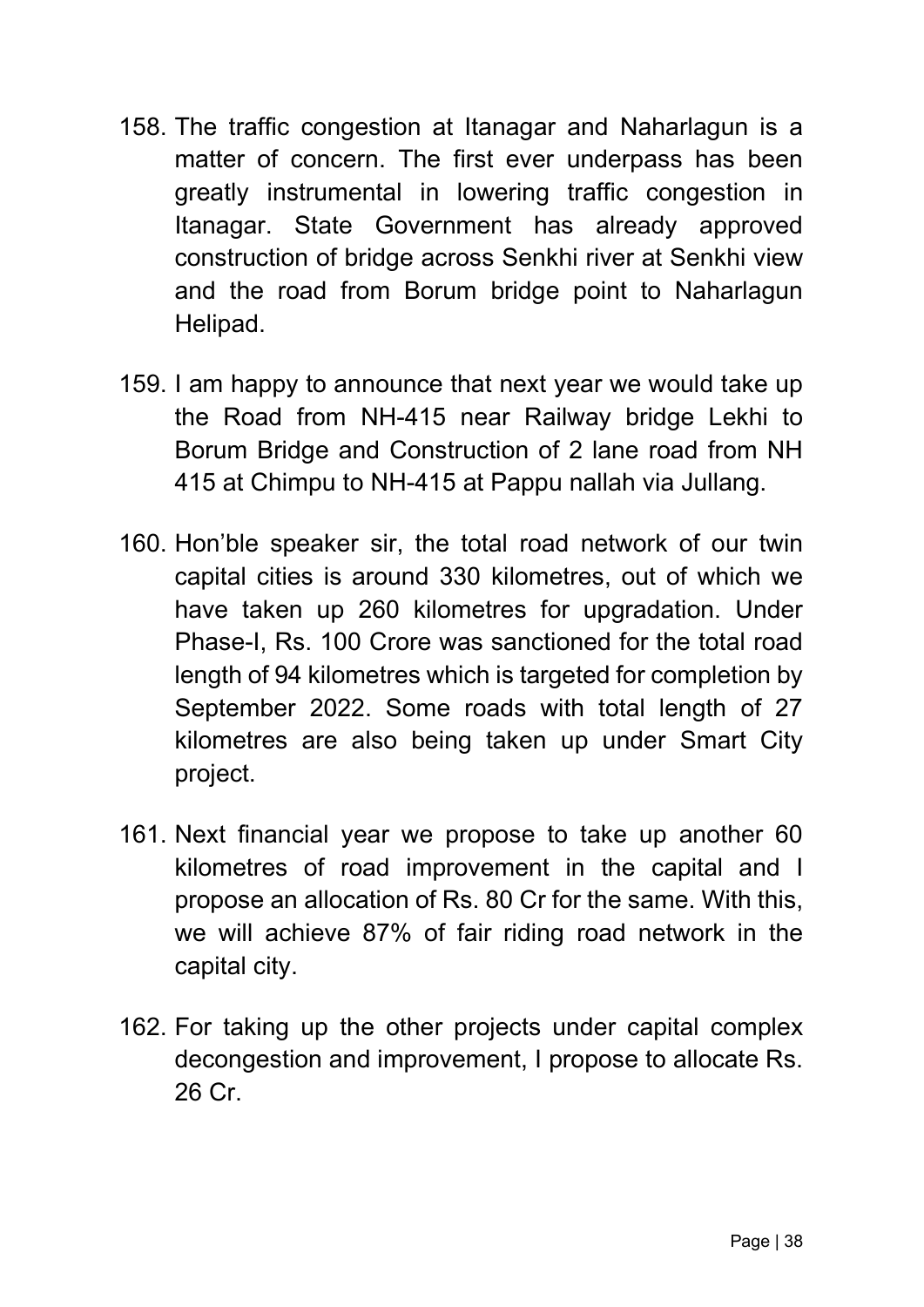158. The traffic congestion at Itanagar and Naharlagun is a matter of concern. The first ever underpass has been greatly instrumental in lowering traffic congestion in Itanagar. State Government has already approved construction of bridge across Senkhi river at Senkhi view and the road from Borum bridge point to Naharlagun Helipad.

159. I am happy to announce that next year we would take up the Road from NH-415 near Railway bridge Lekhi to Borum Bridge and Construction of 2 lane road from NH 415 at Chimpu to NH-415 at Pappu nallah via Jullang.

160. Hon'ble speaker sir, the total road network of our twin capital cities is around 330 kilometres, out of which we have taken up 260 kilometres for upgradation. Under Phase-I, Rs. 100 Crore was sanctioned for the total road length of 94 kilometres which is targeted for completion by September 2022. Some roads with total length of 27 kilometres are also being taken up under Smart City project.

161. Next financial year we propose to take up another 60 kilometres of road improvement in the capital and I propose an allocation of Rs. 80 Cr for the same. With this, we will achieve 87% of fair riding road network in the capital city.

162. For taking up the other projects under capital complex decongestion and improvement, I propose to allocate Rs. 26 Cr.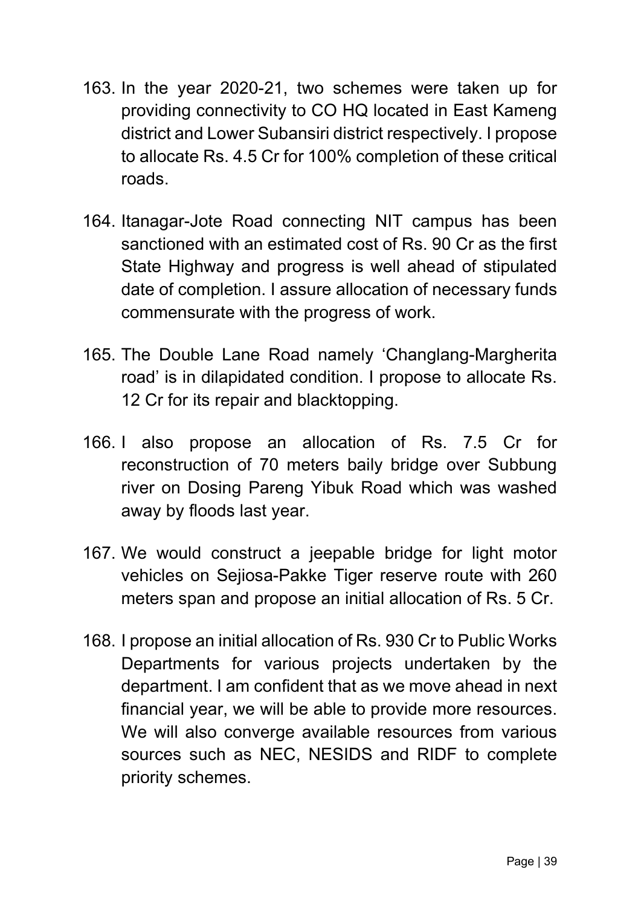163. In the year 2020-21, two schemes were taken up for providing connectivity to CO HQ located in East Kameng district and Lower Subansiri district respectively. I propose to allocate Rs. 4.5 Cr for 100% completion of these critical roads.

164. Itanagar-Jote Road connecting NIT campus has been sanctioned with an estimated cost of Rs. 90 Cr as the first State Highway and progress is well ahead of stipulated date of completion. I assure allocation of necessary funds commensurate with the progress of work.

165. The Double Lane Road namely 'Changlang-Margherita road' is in dilapidated condition. I propose to allocate Rs. 12 Cr for its repair and blacktopping.

166. I also propose an allocation of Rs. 7.5 Cr for reconstruction of 70 meters baily bridge over Subbung river on Dosing Pareng Yibuk Road which was washed away by floods last year.

167. We would construct a jeepable bridge for light motor vehicles on Sejiosa-Pakke Tiger reserve route with 260 meters span and propose an initial allocation of Rs. 5 Cr.

168. I propose an initial allocation of Rs. 930 Cr to Public Works Departments for various projects undertaken by the department. I am confident that as we move ahead in next financial year, we will be able to provide more resources. We will also converge available resources from various sources such as NEC, NESIDS and RIDF to complete priority schemes.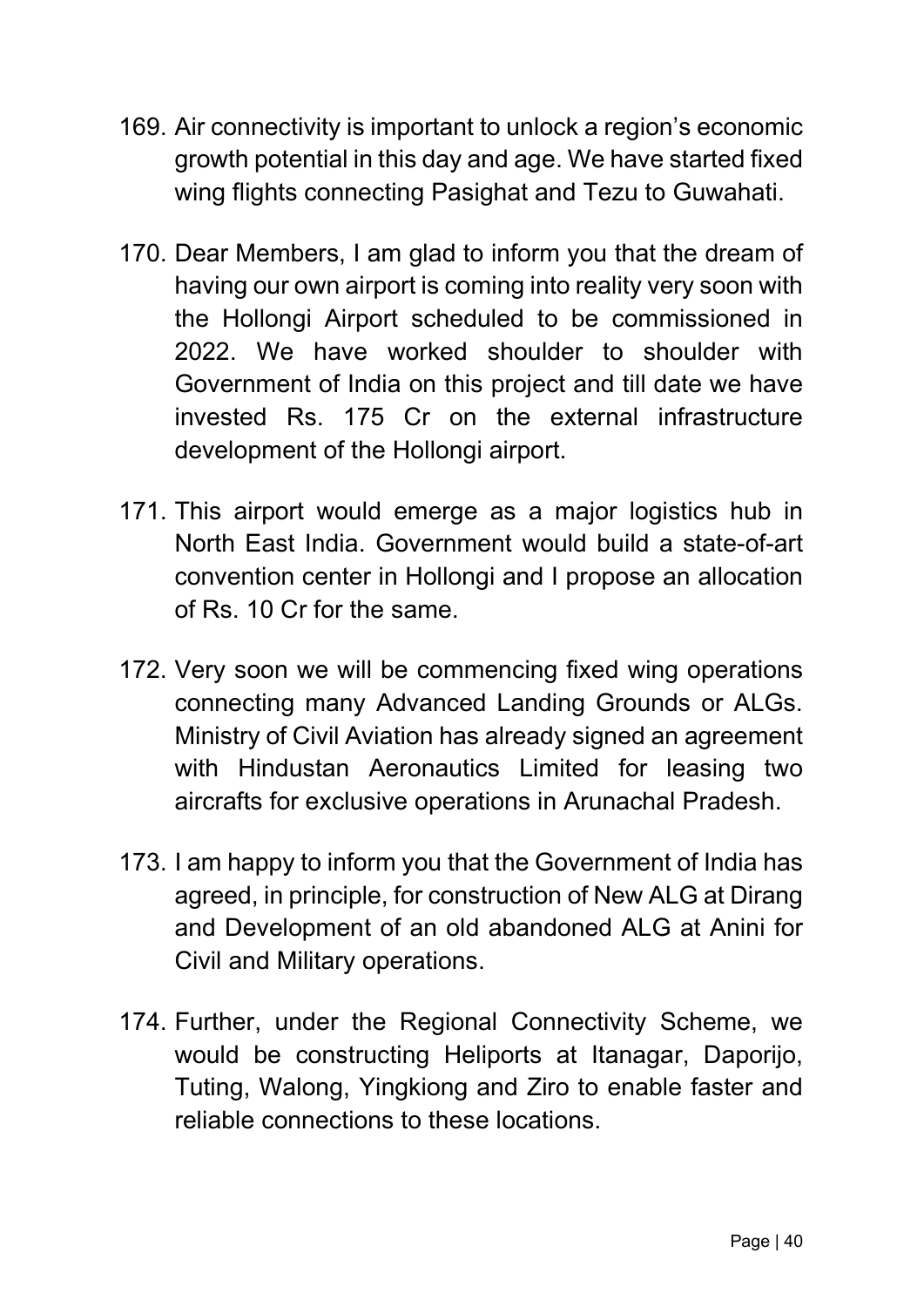169. Air connectivity is important to unlock a region's economic growth potential in this day and age. We have started fixed wing flights connecting Pasighat and Tezu to Guwahati.

170. Dear Members, I am glad to inform you that the dream of having our own airport is coming into reality very soon with the Hollongi Airport scheduled to be commissioned in 2022. We have worked shoulder to shoulder with Government of India on this project and till date we have invested Rs. 175 Cr on the external infrastructure development of the Hollongi airport.

171. This airport would emerge as a major logistics hub in North East India. Government would build a state-of-art convention center in Hollongi and I propose an allocation of Rs. 10 Cr for the same.

172. Very soon we will be commencing fixed wing operations connecting many Advanced Landing Grounds or ALGs. Ministry of Civil Aviation has already signed an agreement with Hindustan Aeronautics Limited for leasing two aircrafts for exclusive operations in Arunachal Pradesh.

173. I am happy to inform you that the Government of India has agreed, in principle, for construction of New ALG at Dirang and Development of an old abandoned ALG at Anini for Civil and Military operations.

174. Further, under the Regional Connectivity Scheme, we would be constructing Heliports at Itanagar, Daporijo, Tuting, Walong, Yingkiong and Ziro to enable faster and reliable connections to these locations.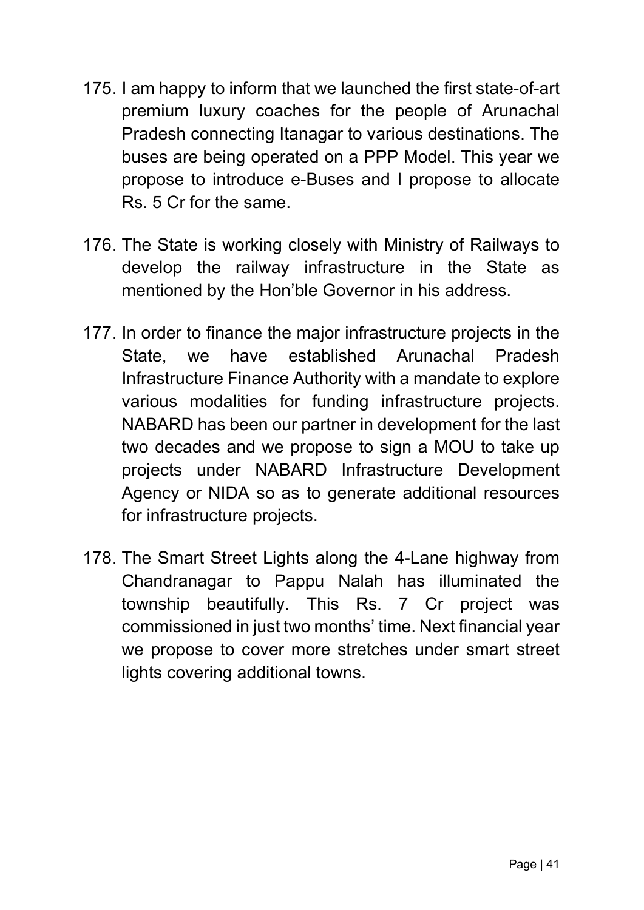175. I am happy to inform that we launched the first state-of-art premium luxury coaches for the people of Arunachal Pradesh connecting Itanagar to various destinations. The buses are being operated on a PPP Model. This year we propose to introduce e-Buses and I propose to allocate Rs. 5 Cr for the same.

176. The State is working closely with Ministry of Railways to develop the railway infrastructure in the State as mentioned by the Hon'ble Governor in his address.

177. In order to finance the major infrastructure projects in the State, we have established Arunachal Pradesh Infrastructure Finance Authority with a mandate to explore various modalities for funding infrastructure projects. NABARD has been our partner in development for the last two decades and we propose to sign a MOU to take up projects under NABARD Infrastructure Development Agency or NIDA so as to generate additional resources for infrastructure projects.

178. The Smart Street Lights along the 4-Lane highway from Chandranagar to Pappu Nalah has illuminated the township beautifully. This Rs. 7 Cr project was commissioned in just two months' time. Next financial year we propose to cover more stretches under smart street lights covering additional towns.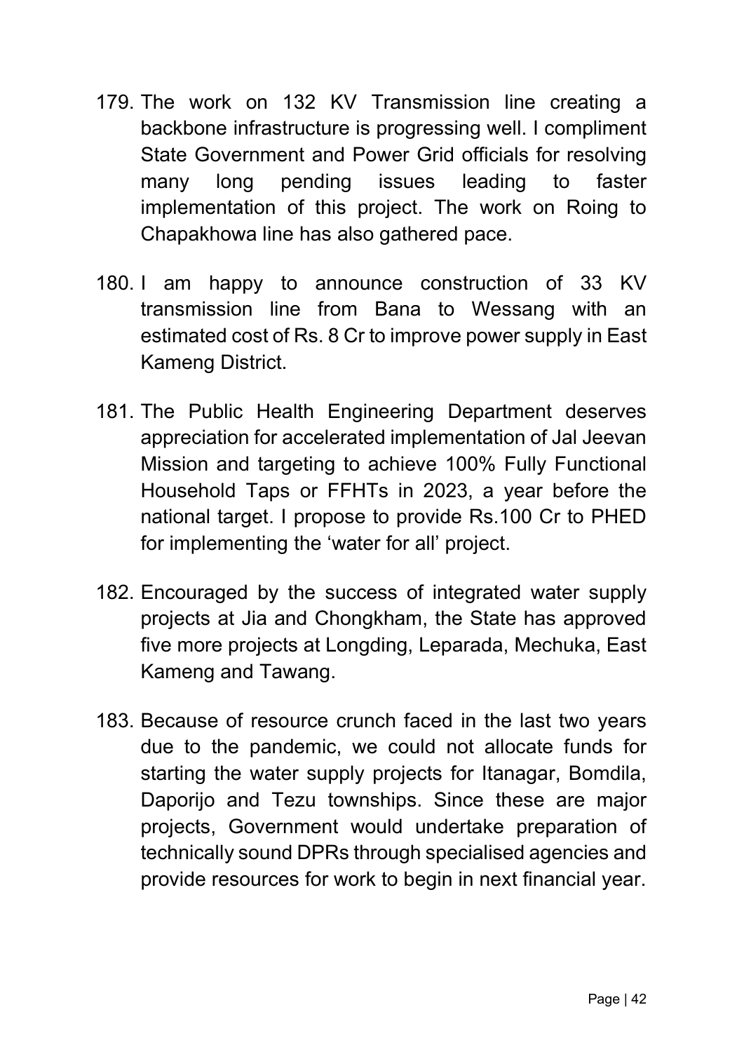179. The work on 132 KV Transmission line creating a backbone infrastructure is progressing well. I compliment State Government and Power Grid officials for resolving many long pending issues leading to faster implementation of this project. The work on Roing to Chapakhowa line has also gathered pace.

180. I am happy to announce construction of 33 KV transmission line from Bana to Wessang with an estimated cost of Rs. 8 Cr to improve power supply in East Kameng District.

181. The Public Health Engineering Department deserves appreciation for accelerated implementation of Jal Jeevan Mission and targeting to achieve 100% Fully Functional Household Taps or FFHTs in 2023, a year before the national target. I propose to provide Rs.100 Cr to PHED for implementing the 'water for all' project.

182. Encouraged by the success of integrated water supply projects at Jia and Chongkham, the State has approved five more projects at Longding, Leparada, Mechuka, East Kameng and Tawang.

183. Because of resource crunch faced in the last two years due to the pandemic, we could not allocate funds for starting the water supply projects for Itanagar, Bomdila, Daporijo and Tezu townships. Since these are major projects, Government would undertake preparation of technically sound DPRs through specialised agencies and provide resources for work to begin in next financial year.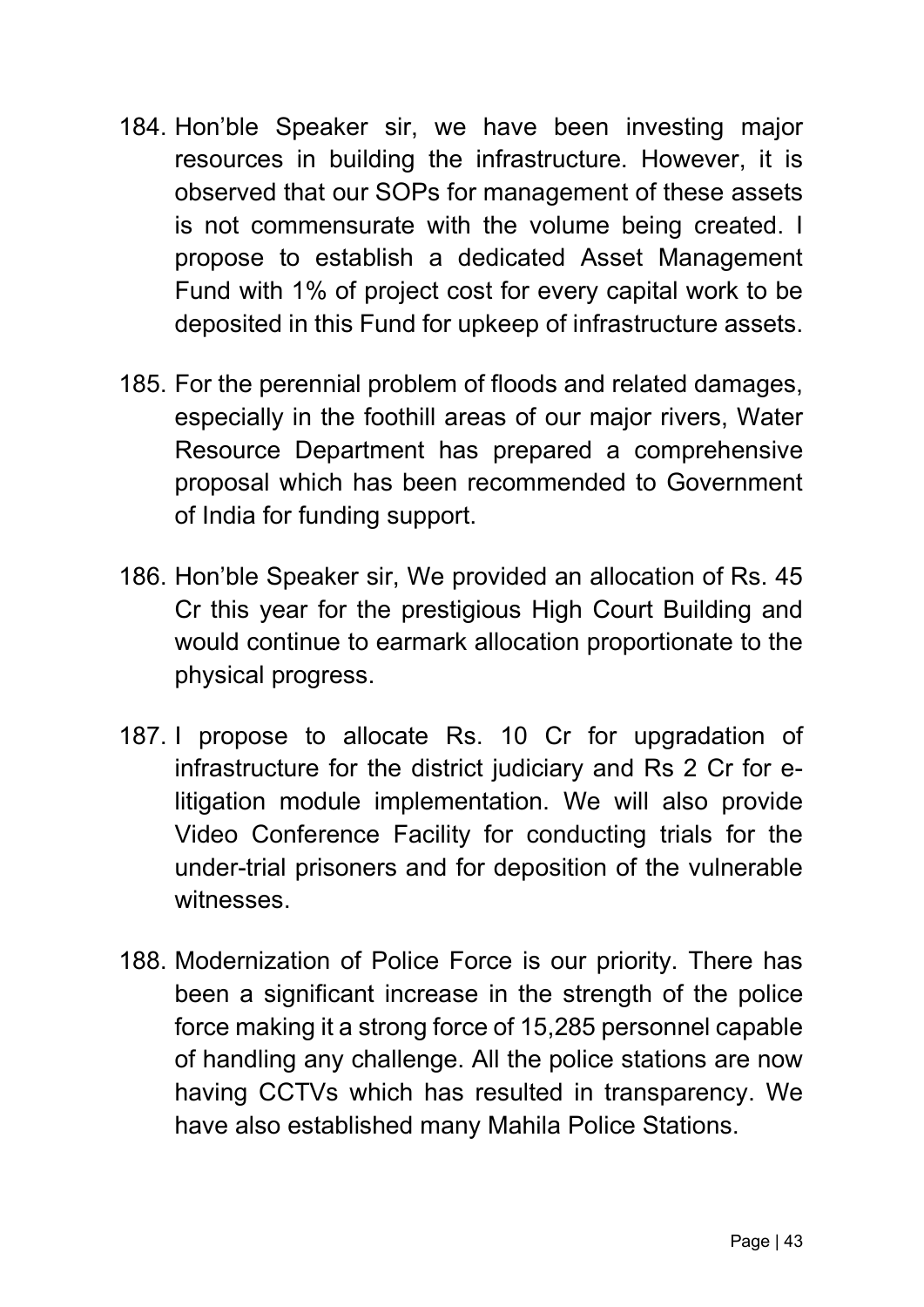184. Hon'ble Speaker sir, we have been investing major resources in building the infrastructure. However, it is observed that our SOPs for management of these assets is not commensurate with the volume being created. I propose to establish a dedicated Asset Management Fund with 1% of project cost for every capital work to be deposited in this Fund for upkeep of infrastructure assets.

185. For the perennial problem of floods and related damages, especially in the foothill areas of our major rivers, Water Resource Department has prepared a comprehensive proposal which has been recommended to Government of India for funding support.

186. Hon'ble Speaker sir, We provided an allocation of Rs. 45 Cr this year for the prestigious High Court Building and would continue to earmark allocation proportionate to the physical progress.

187. I propose to allocate Rs. 10 Cr for upgradation of infrastructure for the district judiciary and Rs 2 Cr for e-litigation module implementation. We will also provide Video Conference Facility for conducting trials for the under-trial prisoners and for deposition of the vulnerable witnesses.

188. Modernization of Police Force is our priority. There has been a significant increase in the strength of the police force making it a strong force of 15,285 personnel capable of handling any challenge. All the police stations are now having CCTVs which has resulted in transparency. We have also established many Mahila Police Stations.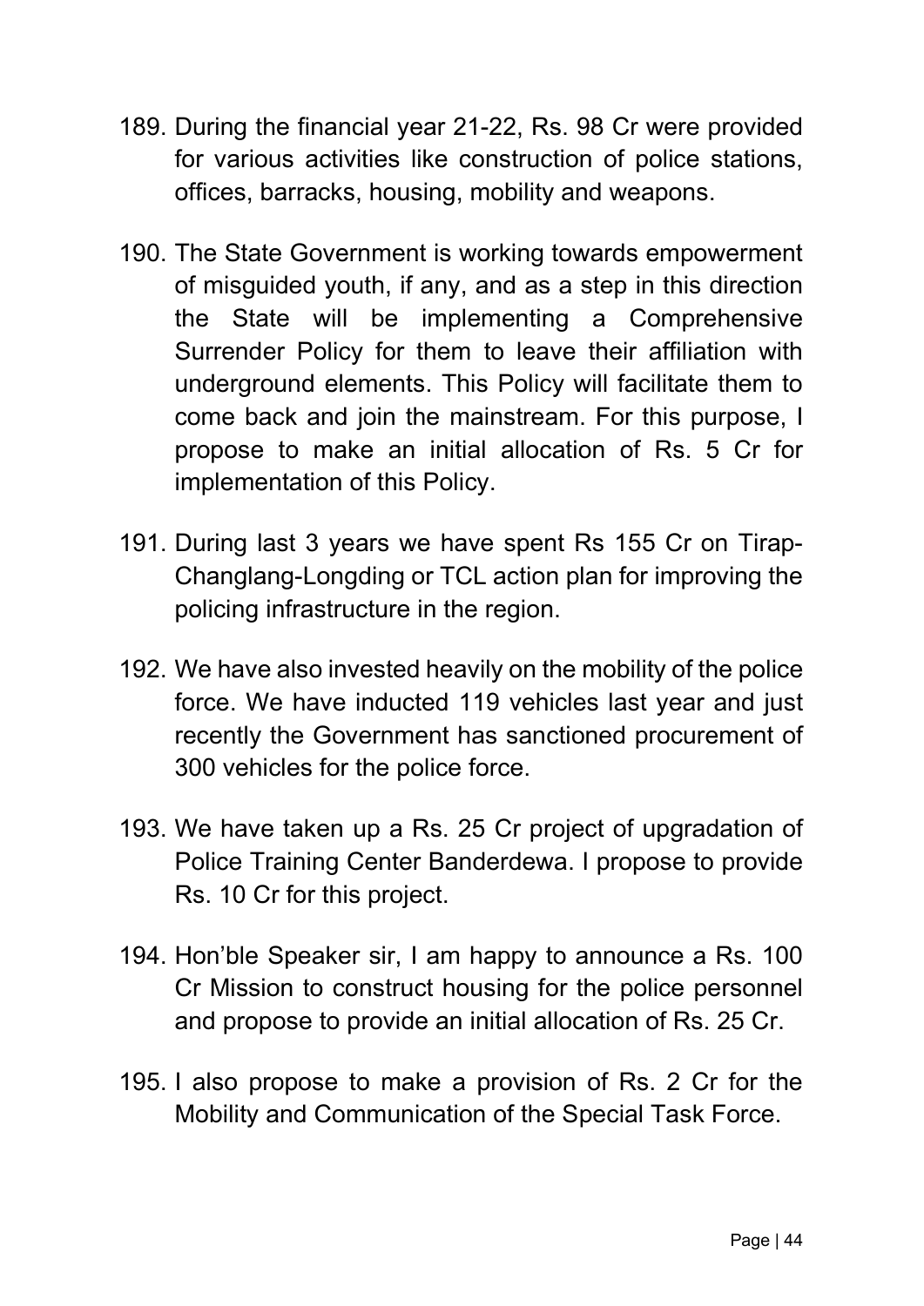189. During the financial year 21-22, Rs. 98 Cr were provided for various activities like construction of police stations, offices, barracks, housing, mobility and weapons.

190. The State Government is working towards empowerment of misguided youth, if any, and as a step in this direction the State will be implementing a Comprehensive Surrender Policy for them to leave their affiliation with underground elements. This Policy will facilitate them to come back and join the mainstream. For this purpose, I propose to make an initial allocation of Rs. 5 Cr for implementation of this Policy.

191. During last 3 years we have spent Rs 155 Cr on Tirap-Changlang-Longding or TCL action plan for improving the policing infrastructure in the region.

192. We have also invested heavily on the mobility of the police force. We have inducted 119 vehicles last year and just recently the Government has sanctioned procurement of 300 vehicles for the police force.

193. We have taken up a Rs. 25 Cr project of upgradation of Police Training Center Banderdewa. I propose to provide Rs. 10 Cr for this project.

194. Hon'ble Speaker sir, I am happy to announce a Rs. 100 Cr Mission to construct housing for the police personnel and propose to provide an initial allocation of Rs. 25 Cr.

195. I also propose to make a provision of Rs. 2 Cr for the Mobility and Communication of the Special Task Force.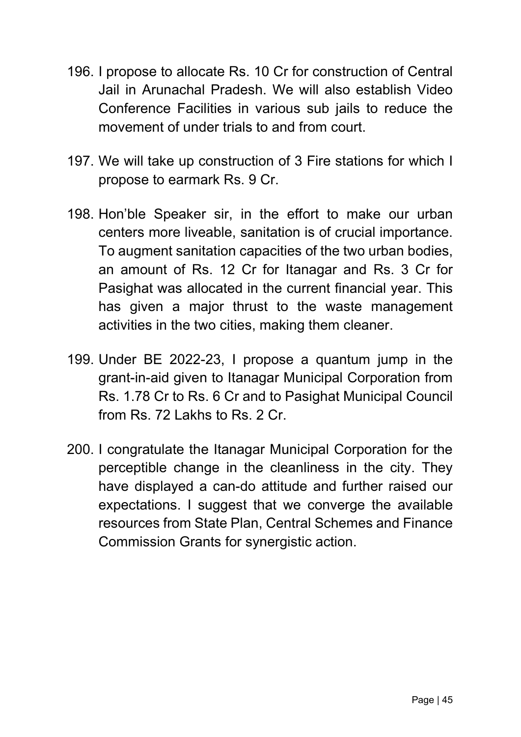196. I propose to allocate Rs. 10 Cr for construction of Central Jail in Arunachal Pradesh. We will also establish Video Conference Facilities in various sub jails to reduce the movement of under trials to and from court.

197. We will take up construction of 3 Fire stations for which I propose to earmark Rs. 9 Cr.

198. Hon'ble Speaker sir, in the effort to make our urban centers more liveable, sanitation is of crucial importance. To augment sanitation capacities of the two urban bodies, an amount of Rs. 12 Cr for Itanagar and Rs. 3 Cr for Pasighat was allocated in the current financial year. This has given a major thrust to the waste management activities in the two cities, making them cleaner.

199. Under BE 2022-23, I propose a quantum jump in the grant-in-aid given to Itanagar Municipal Corporation from Rs. 1.78 Cr to Rs. 6 Cr and to Pasighat Municipal Council from Rs. 72 Lakhs to Rs. 2 Cr.

200. I congratulate the Itanagar Municipal Corporation for the perceptible change in the cleanliness in the city. They have displayed a can-do attitude and further raised our expectations. I suggest that we converge the available resources from State Plan, Central Schemes and Finance Commission Grants for synergistic action.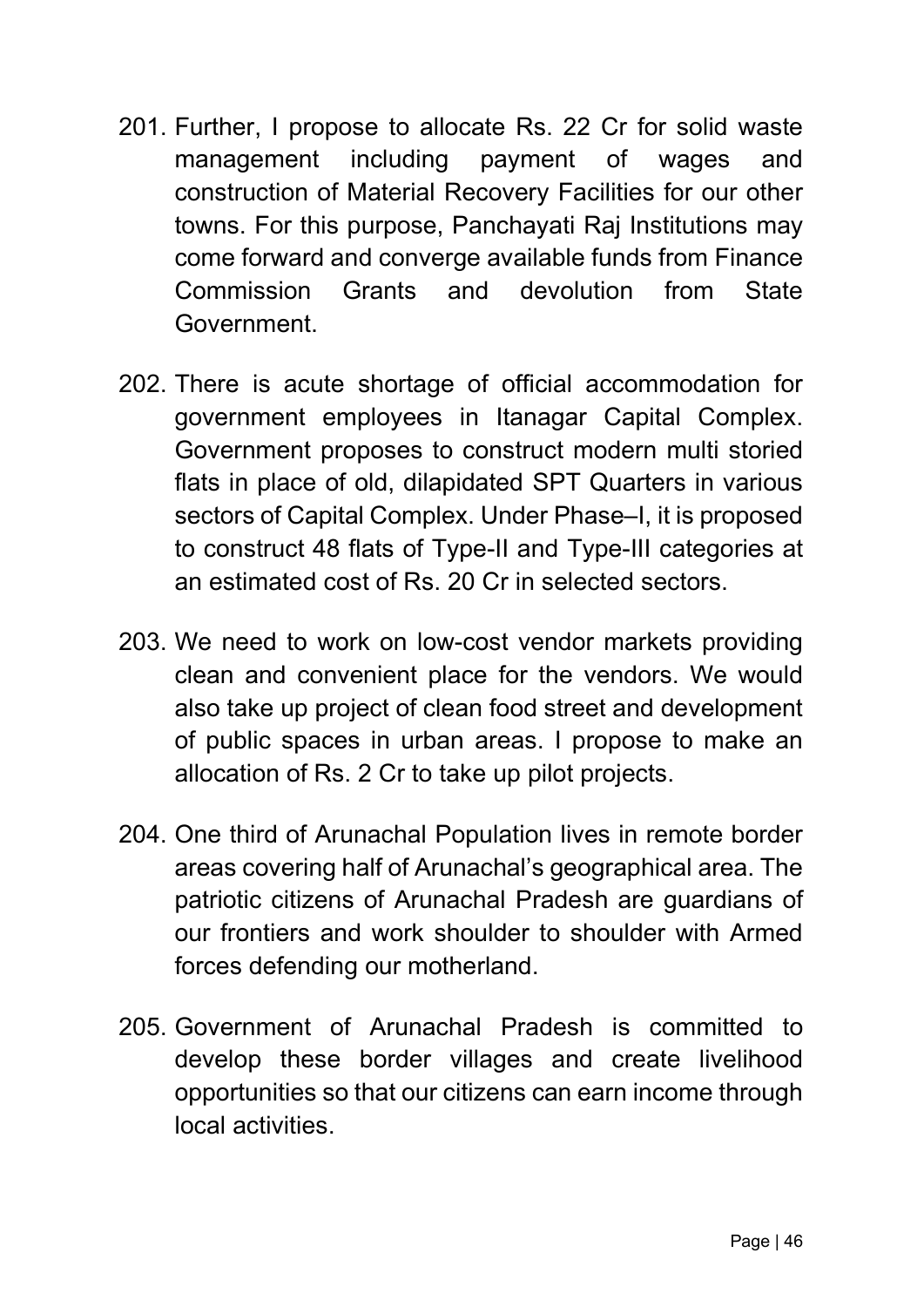201. Further, I propose to allocate Rs. 22 Cr for solid waste management including payment of wages and construction of Material Recovery Facilities for our other towns. For this purpose, Panchayati Raj Institutions may come forward and converge available funds from Finance Commission Grants and devolution from State Government.

202. There is acute shortage of official accommodation for government employees in Itanagar Capital Complex. Government proposes to construct modern multi storied flats in place of old, dilapidated SPT Quarters in various sectors of Capital Complex. Under Phase–I, it is proposed to construct 48 flats of Type-II and Type-III categories at an estimated cost of Rs. 20 Cr in selected sectors.

203. We need to work on low-cost vendor markets providing clean and convenient place for the vendors. We would also take up project of clean food street and development of public spaces in urban areas. I propose to make an allocation of Rs. 2 Cr to take up pilot projects.

204. One third of Arunachal Population lives in remote border areas covering half of Arunachal's geographical area. The patriotic citizens of Arunachal Pradesh are guardians of our frontiers and work shoulder to shoulder with Armed forces defending our motherland.

205. Government of Arunachal Pradesh is committed to develop these border villages and create livelihood opportunities so that our citizens can earn income through local activities.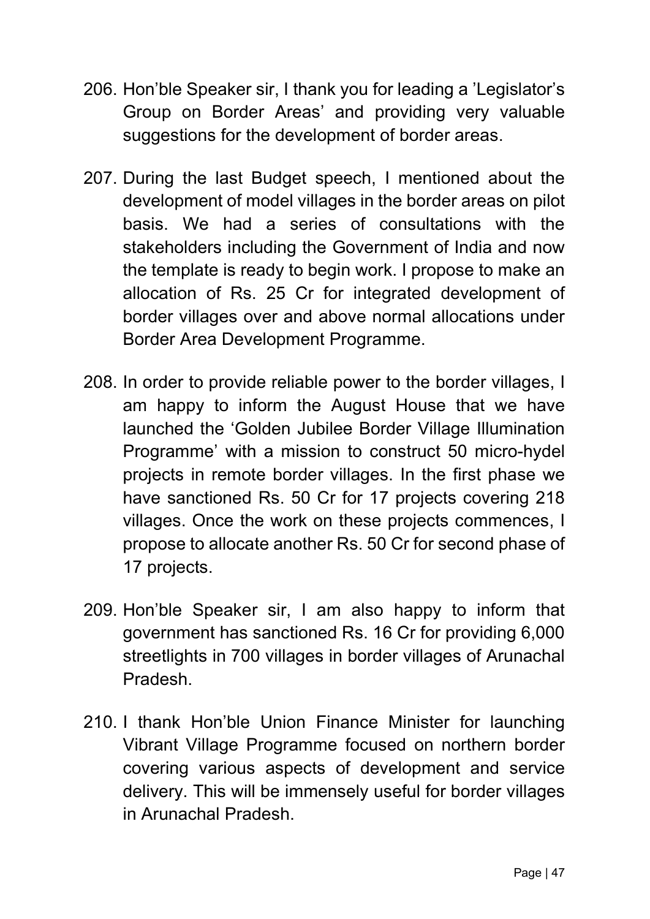206. Hon'ble Speaker sir, I thank you for leading a 'Legislator's Group on Border Areas' and providing very valuable suggestions for the development of border areas.

207. During the last Budget speech, I mentioned about the development of model villages in the border areas on pilot basis. We had a series of consultations with the stakeholders including the Government of India and now the template is ready to begin work. I propose to make an allocation of Rs. 25 Cr for integrated development of border villages over and above normal allocations under Border Area Development Programme.

208. In order to provide reliable power to the border villages, I am happy to inform the August House that we have launched the 'Golden Jubilee Border Village Illumination Programme' with a mission to construct 50 micro-hydel projects in remote border villages. In the first phase we have sanctioned Rs. 50 Cr for 17 projects covering 218 villages. Once the work on these projects commences, I propose to allocate another Rs. 50 Cr for second phase of 17 projects.

209. Hon'ble Speaker sir, I am also happy to inform that government has sanctioned Rs. 16 Cr for providing 6,000 streetlights in 700 villages in border villages of Arunachal Pradesh.

210. I thank Hon'ble Union Finance Minister for launching Vibrant Village Programme focused on northern border covering various aspects of development and service delivery. This will be immensely useful for border villages in Arunachal Pradesh.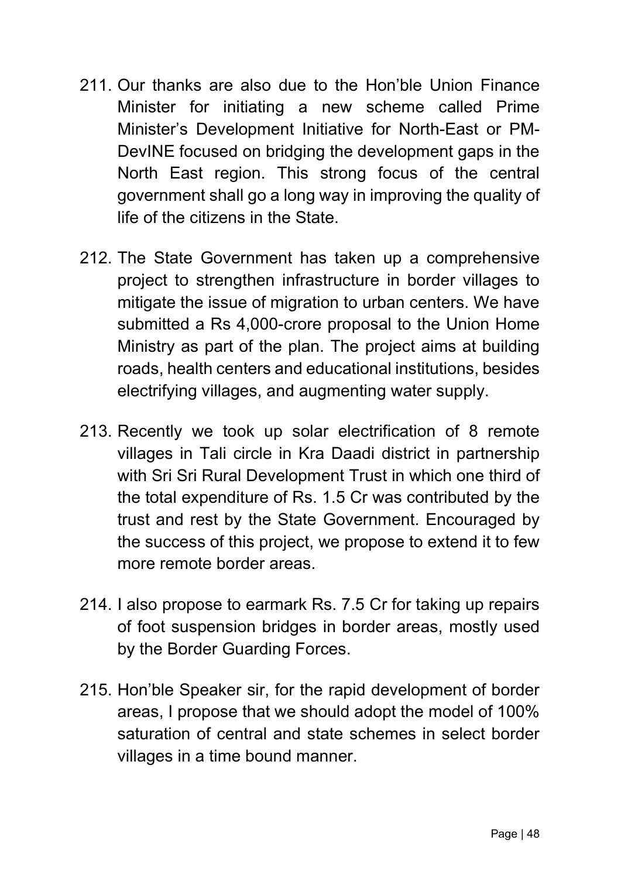211. Our thanks are also due to the Hon'ble Union Finance Minister for initiating a new scheme called Prime Minister's Development Initiative for North-East or PM-DevINE focused on bridging the development gaps in the North East region. This strong focus of the central government shall go a long way in improving the quality of life of the citizens in the State.

212. The State Government has taken up a comprehensive project to strengthen infrastructure in border villages to mitigate the issue of migration to urban centers. We have submitted a Rs 4,000-crore proposal to the Union Home Ministry as part of the plan. The project aims at building roads, health centers and educational institutions, besides electrifying villages, and augmenting water supply.

213. Recently we took up solar electrification of 8 remote villages in Tali circle in Kra Daadi district in partnership with Sri Sri Rural Development Trust in which one third of the total expenditure of Rs. 1.5 Cr was contributed by the trust and rest by the State Government. Encouraged by the success of this project, we propose to extend it to few more remote border areas.

214. I also propose to earmark Rs. 7.5 Cr for taking up repairs of foot suspension bridges in border areas, mostly used by the Border Guarding Forces.

215. Hon'ble Speaker sir, for the rapid development of border areas, I propose that we should adopt the model of 100% saturation of central and state schemes in select border villages in a time bound manner.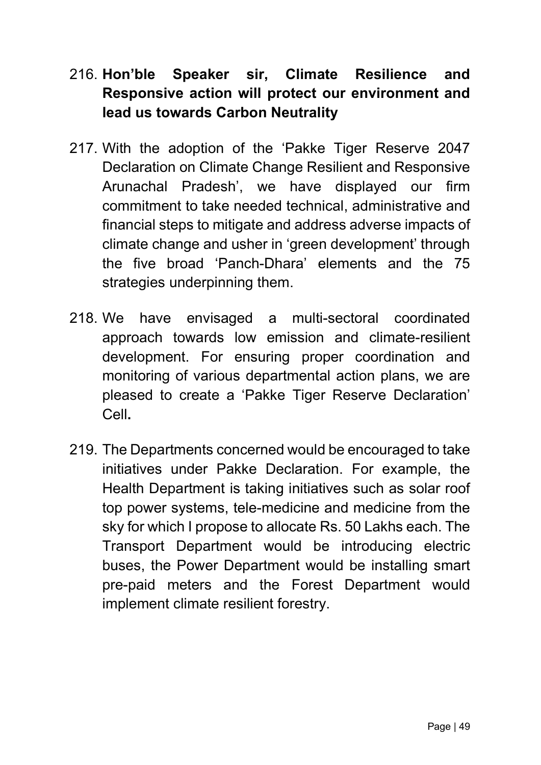216. **Hon'ble Speaker sir, Climate Resilience and Responsive action will protect our environment and lead us towards Carbon Neutrality**

217. With the adoption of the 'Pakke Tiger Reserve 2047 Declaration on Climate Change Resilient and Responsive Arunachal Pradesh', we have displayed our firm commitment to take needed technical, administrative and financial steps to mitigate and address adverse impacts of climate change and usher in 'green development' through the five broad 'Panch-Dhara' elements and the 75 strategies underpinning them.

218. We have envisaged a multi-sectoral coordinated approach towards low emission and climate-resilient development. For ensuring proper coordination and monitoring of various departmental action plans, we are pleased to create a 'Pakke Tiger Reserve Declaration' Cell**.**

219. The Departments concerned would be encouraged to take initiatives under Pakke Declaration. For example, the Health Department is taking initiatives such as solar roof top power systems, tele-medicine and medicine from the sky for which I propose to allocate Rs. 50 Lakhs each. The Transport Department would be introducing electric buses, the Power Department would be installing smart pre-paid meters and the Forest Department would implement climate resilient forestry.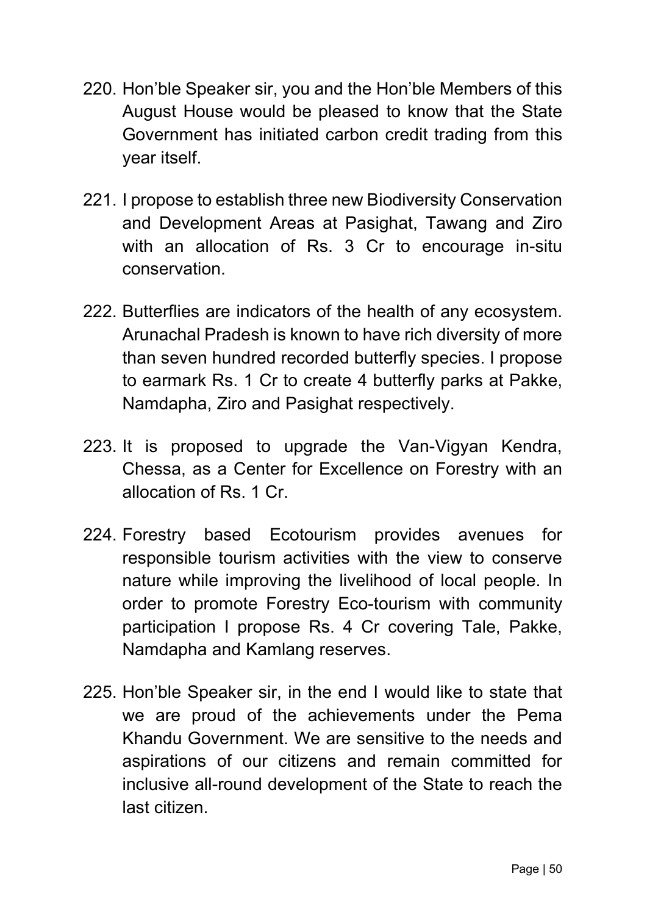220. Hon'ble Speaker sir, you and the Hon'ble Members of this August House would be pleased to know that the State Government has initiated carbon credit trading from this year itself.

221. I propose to establish three new Biodiversity Conservation and Development Areas at Pasighat, Tawang and Ziro with an allocation of Rs. 3 Cr to encourage in-situ conservation.

222. Butterflies are indicators of the health of any ecosystem. Arunachal Pradesh is known to have rich diversity of more than seven hundred recorded butterfly species. I propose to earmark Rs. 1 Cr to create 4 butterfly parks at Pakke, Namdapha, Ziro and Pasighat respectively.

223. It is proposed to upgrade the Van-Vigyan Kendra, Chessa, as a Center for Excellence on Forestry with an allocation of Rs. 1 Cr.

224. Forestry based Ecotourism provides avenues for responsible tourism activities with the view to conserve nature while improving the livelihood of local people. In order to promote Forestry Eco-tourism with community participation I propose Rs. 4 Cr covering Tale, Pakke, Namdapha and Kamlang reserves.

225. Hon'ble Speaker sir, in the end I would like to state that we are proud of the achievements under the Pema Khandu Government. We are sensitive to the needs and aspirations of our citizens and remain committed for inclusive all-round development of the State to reach the last citizen.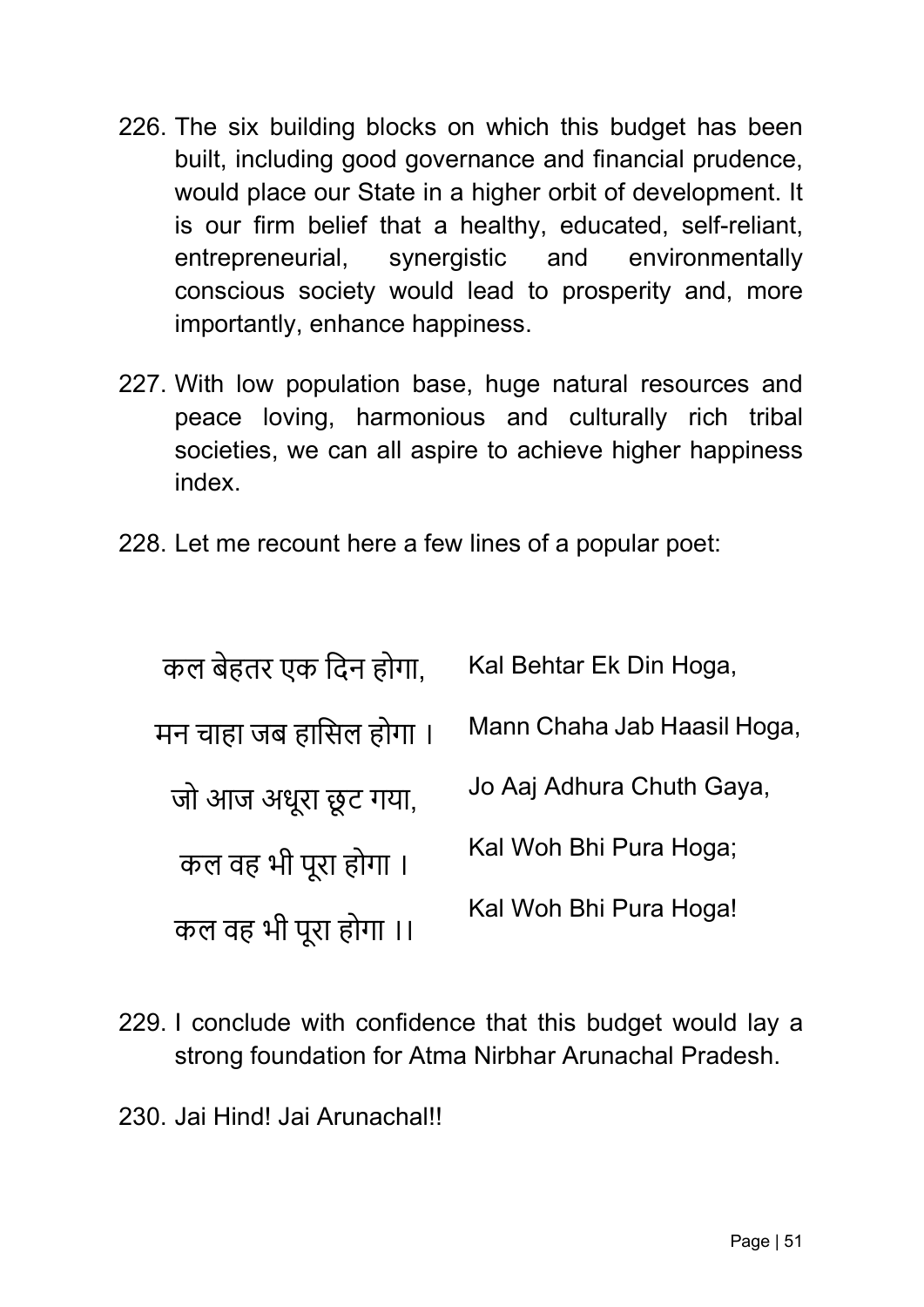226. The six building blocks on which this budget has been built, including good governance and financial prudence, would place our State in a higher orbit of development. It is our firm belief that a healthy, educated, self-reliant, entrepreneurial, synergistic and environmentally conscious society would lead to prosperity and, more importantly, enhance happiness.

227. With low population base, huge natural resources and peace loving, harmonious and culturally rich tribal societies, we can all aspire to achieve higher happiness index.

228. Let me recount here a few lines of a popular poet:

| | |
|---|---|
| कल बेहतर एक दिन होगा, | Kal Behtar Ek Din Hoga, |
| मन चाहा जब हासिल होगा । | Mann Chaha Jab Haasil Hoga, |
| जो आज अधूरा छूट गया, | Jo Aaj Adhura Chuth Gaya, |
| कल वह भी पूरा होगा । | Kal Woh Bhi Pura Hoga; |
| कल वह भी पूरा होगा ।। | Kal Woh Bhi Pura Hoga! |

229. I conclude with confidence that this budget would lay a strong foundation for Atma Nirbhar Arunachal Pradesh.

230. Jai Hind! Jai Arunachal!!